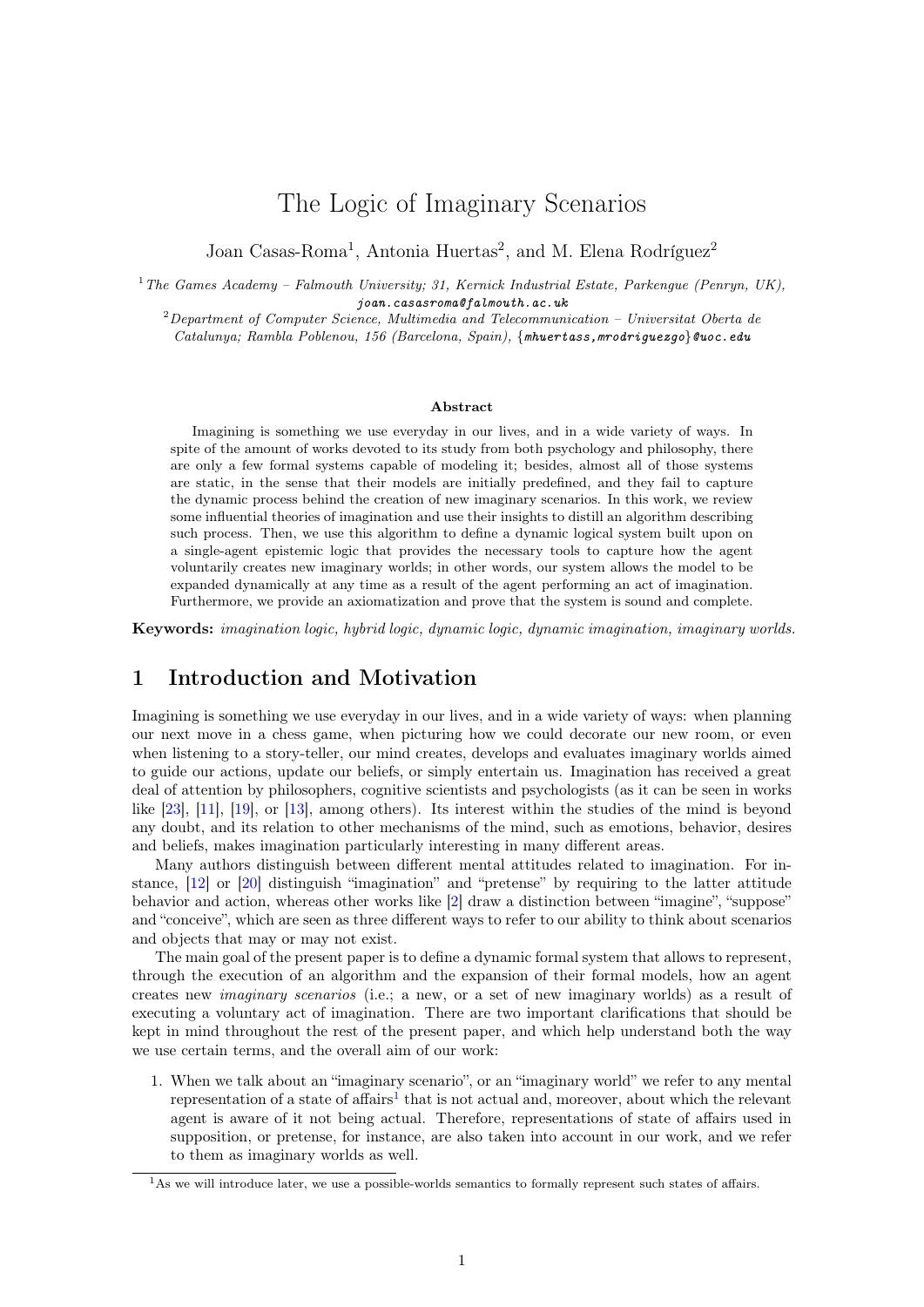# The Logic of Imaginary Scenarios

Joan Casas-Roma[1], Antonia Huertas[2], and M. Elena Rodríguez[2]

[1] *The Games Academy – Falmouth University; 31, Kernick Industrial Estate, Parkengue (Penryn, UK),* joan.casasroma@falmouth.ac.uk

[2] *Department of Computer Science, Multimedia and Telecommunication – Universitat Oberta de Catalunya; Rambla Poblenou, 156 (Barcelona, Spain),* {mhuertass,mrodriguezgo}@uoc.edu

**Abstract**

Imagining is something we use everyday in our lives, and in a wide variety of ways. In spite of the amount of works devoted to its study from both psychology and philosophy, there are only a few formal systems capable of modeling it; besides, almost all of those systems are static, in the sense that their models are initially predefined, and they fail to capture the dynamic process behind the creation of new imaginary scenarios. In this work, we review some influential theories of imagination and use their insights to distill an algorithm describing such process. Then, we use this algorithm to define a dynamic logical system built upon on a single-agent epistemic logic that provides the necessary tools to capture how the agent voluntarily creates new imaginary worlds; in other words, our system allows the model to be expanded dynamically at any time as a result of the agent performing an act of imagination. Furthermore, we provide an axiomatization and prove that the system is sound and complete.

**Keywords:** *imagination logic, hybrid logic, dynamic logic, dynamic imagination, imaginary worlds.*

## 1 Introduction and Motivation

Imagining is something we use everyday in our lives, and in a wide variety of ways: when planning our next move in a chess game, when picturing how we could decorate our new room, or even when listening to a story-teller, our mind creates, develops and evaluates imaginary worlds aimed to guide our actions, update our beliefs, or simply entertain us. Imagination has received a great deal of attention by philosophers, cognitive scientists and psychologists (as it can be seen in works like [23], [11], [19], or [13], among others). Its interest within the studies of the mind is beyond any doubt, and its relation to other mechanisms of the mind, such as emotions, behavior, desires and beliefs, makes imagination particularly interesting in many different areas.

Many authors distinguish between different mental attitudes related to imagination. For instance, [12] or [20] distinguish "imagination" and "pretense" by requiring to the latter attitude behavior and action, whereas other works like [2] draw a distinction between "imagine", "suppose" and "conceive", which are seen as three different ways to refer to our ability to think about scenarios and objects that may or may not exist.

The main goal of the present paper is to define a dynamic formal system that allows to represent, through the execution of an algorithm and the expansion of their formal models, how an agent creates new *imaginary scenarios* (i.e.; a new, or a set of new imaginary worlds) as a result of executing a voluntary act of imagination. There are two important clarifications that should be kept in mind throughout the rest of the present paper, and which help understand both the way we use certain terms, and the overall aim of our work:

1. When we talk about an "imaginary scenario", or an "imaginary world" we refer to any mental representation of a state of affairs[1] that is not actual and, moreover, about which the relevant agent is aware of it not being actual. Therefore, representations of state of affairs used in supposition, or pretense, for instance, are also taken into account in our work, and we refer to them as imaginary worlds as well.

[1] As we will introduce later, we use a possible-worlds semantics to formally represent such states of affairs.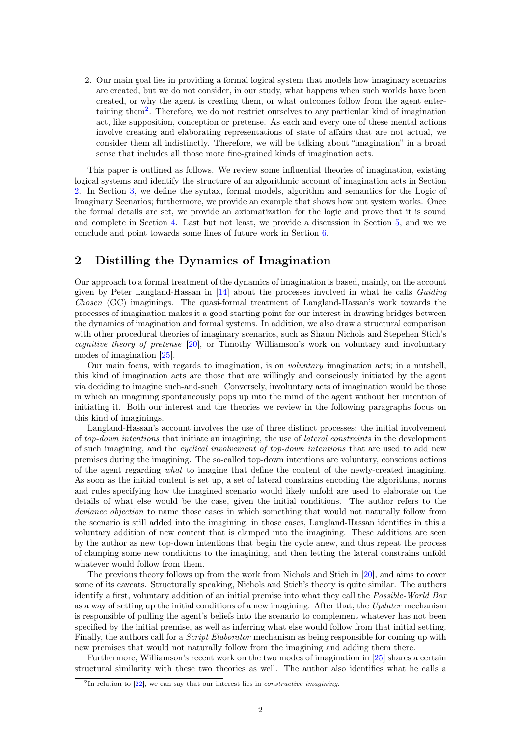2. Our main goal lies in providing a formal logical system that models how imaginary scenarios are created, but we do not consider, in our study, what happens when such worlds have been created, or why the agent is creating them, or what outcomes follow from the agent entertaining them[2]. Therefore, we do not restrict ourselves to any particular kind of imagination act, like supposition, conception or pretense. As each and every one of these mental actions involve creating and elaborating representations of state of affairs that are not actual, we consider them all indistinctly. Therefore, we will be talking about "imagination" in a broad sense that includes all those more fine-grained kinds of imagination acts.

This paper is outlined as follows. We review some influential theories of imagination, existing logical systems and identify the structure of an algorithmic account of imagination acts in Section 2. In Section 3, we define the syntax, formal models, algorithm and semantics for the Logic of Imaginary Scenarios; furthermore, we provide an example that shows how out system works. Once the formal details are set, we provide an axiomatization for the logic and prove that it is sound and complete in Section 4. Last but not least, we provide a discussion in Section 5, and we we conclude and point towards some lines of future work in Section 6.

## 2 Distilling the Dynamics of Imagination

Our approach to a formal treatment of the dynamics of imagination is based, mainly, on the account given by Peter Langland-Hassan in [14] about the processes involved in what he calls *Guiding Chosen* (GC) imaginings. The quasi-formal treatment of Langland-Hassan's work towards the processes of imagination makes it a good starting point for our interest in drawing bridges between the dynamics of imagination and formal systems. In addition, we also draw a structural comparison with other procedural theories of imaginary scenarios, such as Shaun Nichols and Stepehen Stich's *cognitive theory of pretense* [20], or Timothy Williamson's work on voluntary and involuntary modes of imagination [25].

Our main focus, with regards to imagination, is on *voluntary* imagination acts; in a nutshell, this kind of imagination acts are those that are willingly and consciously initiated by the agent via deciding to imagine such-and-such. Conversely, involuntary acts of imagination would be those in which an imagining spontaneously pops up into the mind of the agent without her intention of initiating it. Both our interest and the theories we review in the following paragraphs focus on this kind of imaginings.

Langland-Hassan's account involves the use of three distinct processes: the initial involvement of *top-down intentions* that initiate an imagining, the use of *lateral constraints* in the development of such imagining, and the *cyclical involvement of top-down intentions* that are used to add new premises during the imagining. The so-called top-down intentions are voluntary, conscious actions of the agent regarding *what* to imagine that define the content of the newly-created imagining. As soon as the initial content is set up, a set of lateral constrains encoding the algorithms, norms and rules specifying how the imagined scenario would likely unfold are used to elaborate on the details of what else would be the case, given the initial conditions. The author refers to the *deviance objection* to name those cases in which something that would not naturally follow from the scenario is still added into the imagining; in those cases, Langland-Hassan identifies in this a voluntary addition of new content that is clamped into the imagining. These additions are seen by the author as new top-down intentions that begin the cycle anew, and thus repeat the process of clamping some new conditions to the imagining, and then letting the lateral constrains unfold whatever would follow from them.

The previous theory follows up from the work from Nichols and Stich in [20], and aims to cover some of its caveats. Structurally speaking, Nichols and Stich's theory is quite similar. The authors identify a first, voluntary addition of an initial premise into what they call the *Possible-World Box* as a way of setting up the initial conditions of a new imagining. After that, the *Updater* mechanism is responsible of pulling the agent's beliefs into the scenario to complement whatever has not been specified by the initial premise, as well as inferring what else would follow from that initial setting. Finally, the authors call for a *Script Elaborator* mechanism as being responsible for coming up with new premises that would not naturally follow from the imagining and adding them there.

Furthermore, Williamson's recent work on the two modes of imagination in [25] shares a certain structural similarity with these two theories as well. The author also identifies what he calls a

[2] In relation to [22], we can say that our interest lies in *constructive imagining*.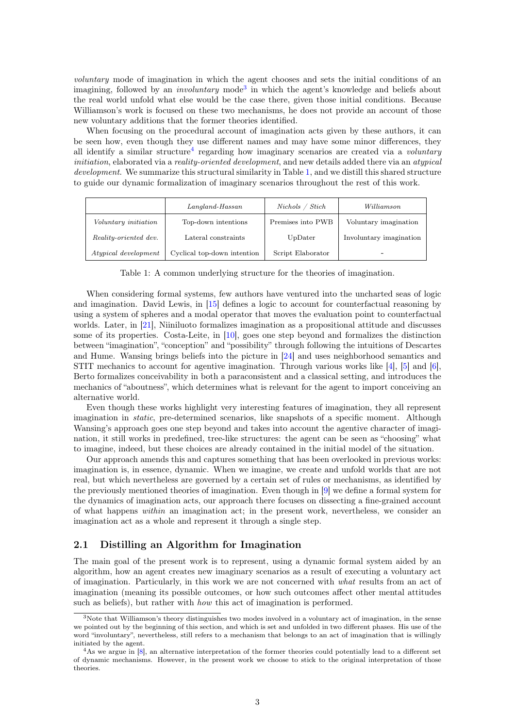*voluntary* mode of imagination in which the agent chooses and sets the initial conditions of an imagining, followed by an *involuntary* mode[3] in which the agent's knowledge and beliefs about the real world unfold what else would be the case there, given those initial conditions. Because Williamson's work is focused on these two mechanisms, he does not provide an account of those new voluntary additions that the former theories identified.

When focusing on the procedural account of imagination acts given by these authors, it can be seen how, even though they use different names and may have some minor differences, they all identify a similar structure[4] regarding how imaginary scenarios are created via a *voluntary initiation*, elaborated via a *reality-oriented development*, and new details added there via an *atypical development*. We summarize this structural similarity in Table 1, and we distill this shared structure to guide our dynamic formalization of imaginary scenarios throughout the rest of this work.

| | *Langland-Hassan* | *Nichols / Stich* | *Williamson* |
|---|---|---|---|
| *Voluntary initiation* | Top-down intentions | Premises into PWB | Voluntary imagination |
| *Reality-oriented dev.* | Lateral constraints | UpDater | Involuntary imagination |
| *Atypical development* | Cyclical top-down intention | Script Elaborator | - |

Table 1: A common underlying structure for the theories of imagination.

When considering formal systems, few authors have ventured into the uncharted seas of logic and imagination. David Lewis, in [15] defines a logic to account for counterfactual reasoning by using a system of spheres and a modal operator that moves the evaluation point to counterfactual worlds. Later, in [21], Niiniluoto formalizes imagination as a propositional attitude and discusses some of its properties. Costa-Leite, in [10], goes one step beyond and formalizes the distinction between "imagination", "conception" and "possibility" through following the intuitions of Descartes and Hume. Wansing brings beliefs into the picture in [24] and uses neighborhood semantics and STIT mechanics to account for agentive imagination. Through various works like [4], [5] and [6], Berto formalizes conceivability in both a paraconsistent and a classical setting, and introduces the mechanics of "aboutness", which determines what is relevant for the agent to import conceiving an alternative world.

Even though these works highlight very interesting features of imagination, they all represent imagination in *static*, pre-determined scenarios, like snapshots of a specific moment. Although Wansing's approach goes one step beyond and takes into account the agentive character of imagination, it still works in predefined, tree-like structures: the agent can be seen as "choosing" what to imagine, indeed, but these choices are already contained in the initial model of the situation.

Our approach amends this and captures something that has been overlooked in previous works: imagination is, in essence, dynamic. When we imagine, we create and unfold worlds that are not real, but which nevertheless are governed by a certain set of rules or mechanisms, as identified by the previously mentioned theories of imagination. Even though in [9] we define a formal system for the dynamics of imagination acts, our approach there focuses on dissecting a fine-grained account of what happens *within* an imagination act; in the present work, nevertheless, we consider an imagination act as a whole and represent it through a single step.

## 2.1 Distilling an Algorithm for Imagination

The main goal of the present work is to represent, using a dynamic formal system aided by an algorithm, how an agent creates new imaginary scenarios as a result of executing a voluntary act of imagination. Particularly, in this work we are not concerned with *what* results from an act of imagination (meaning its possible outcomes, or how such outcomes affect other mental attitudes such as beliefs), but rather with *how* this act of imagination is performed.

[3] Note that Williamson's theory distinguishes two modes involved in a voluntary act of imagination, in the sense we pointed out by the beginning of this section, and which is set and unfolded in two different phases. His use of the word "involuntary", nevertheless, still refers to a mechanism that belongs to an act of imagination that is willingly initiated by the agent.

[4] As we argue in [8], an alternative interpretation of the former theories could potentially lead to a different set of dynamic mechanisms. However, in the present work we choose to stick to the original interpretation of those theories.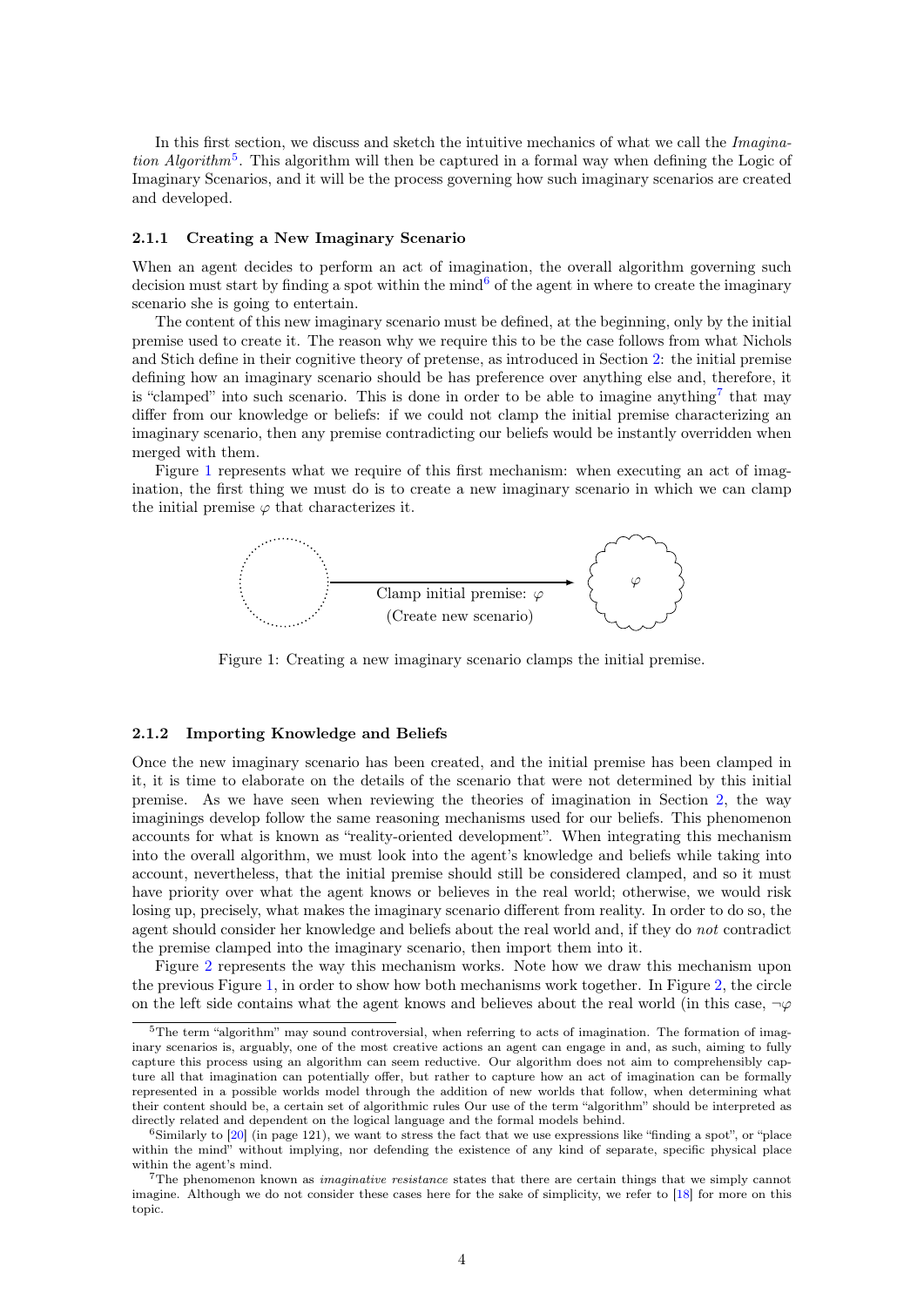In this first section, we discuss and sketch the intuitive mechanics of what we call the *Imagination Algorithm*[5]. This algorithm will then be captured in a formal way when defining the Logic of Imaginary Scenarios, and it will be the process governing how such imaginary scenarios are created and developed.

### 2.1.1 Creating a New Imaginary Scenario

When an agent decides to perform an act of imagination, the overall algorithm governing such decision must start by finding a spot within the mind[6] of the agent in where to create the imaginary scenario she is going to entertain.

The content of this new imaginary scenario must be defined, at the beginning, only by the initial premise used to create it. The reason why we require this to be the case follows from what Nichols and Stich define in their cognitive theory of pretense, as introduced in Section 2: the initial premise defining how an imaginary scenario should be has preference over anything else and, therefore, it is "clamped" into such scenario. This is done in order to be able to imagine anything[7] that may differ from our knowledge or beliefs: if we could not clamp the initial premise characterizing an imaginary scenario, then any premise contradicting our beliefs would be instantly overridden when merged with them.

Figure 1 represents what we require of this first mechanism: when executing an act of imagination, the first thing we must do is to create a new imaginary scenario in which we can clamp the initial premise $\varphi$ that characterizes it.

Clamp initial premise: $\varphi$
(Create new scenario)

$\varphi$

Figure 1: Creating a new imaginary scenario clamps the initial premise.

### 2.1.2 Importing Knowledge and Beliefs

Once the new imaginary scenario has been created, and the initial premise has been clamped in it, it is time to elaborate on the details of the scenario that were not determined by this initial premise. As we have seen when reviewing the theories of imagination in Section 2, the way imaginings develop follow the same reasoning mechanisms used for our beliefs. This phenomenon accounts for what is known as "reality-oriented development". When integrating this mechanism into the overall algorithm, we must look into the agent's knowledge and beliefs while taking into account, nevertheless, that the initial premise should still be considered clamped, and so it must have priority over what the agent knows or believes in the real world; otherwise, we would risk losing up, precisely, what makes the imaginary scenario different from reality. In order to do so, the agent should consider her knowledge and beliefs about the real world and, if they do *not* contradict the premise clamped into the imaginary scenario, then import them into it.

Figure 2 represents the way this mechanism works. Note how we draw this mechanism upon the previous Figure 1, in order to show how both mechanisms work together. In Figure 2, the circle on the left side contains what the agent knows and believes about the real world (in this case, $\neg\varphi$

---

[5] The term "algorithm" may sound controversial, when referring to acts of imagination. The formation of imaginary scenarios is, arguably, one of the most creative actions an agent can engage in and, as such, aiming to fully capture this process using an algorithm can seem reductive. Our algorithm does not aim to comprehensibly capture all that imagination can potentially offer, but rather to capture how an act of imagination can be formally represented in a possible worlds model through the addition of new worlds that follow, when determining what their content should be, a certain set of algorithmic rules Our use of the term "algorithm" should be interpreted as directly related and dependent on the logical language and the formal models behind.

[6] Similarly to [20] (in page 121), we want to stress the fact that we use expressions like "finding a spot", or "place within the mind" without implying, nor defending the existence of any kind of separate, specific physical place within the agent's mind.

[7] The phenomenon known as *imaginative resistance* states that there are certain things that we simply cannot imagine. Although we do not consider these cases here for the sake of simplicity, we refer to [18] for more on this topic.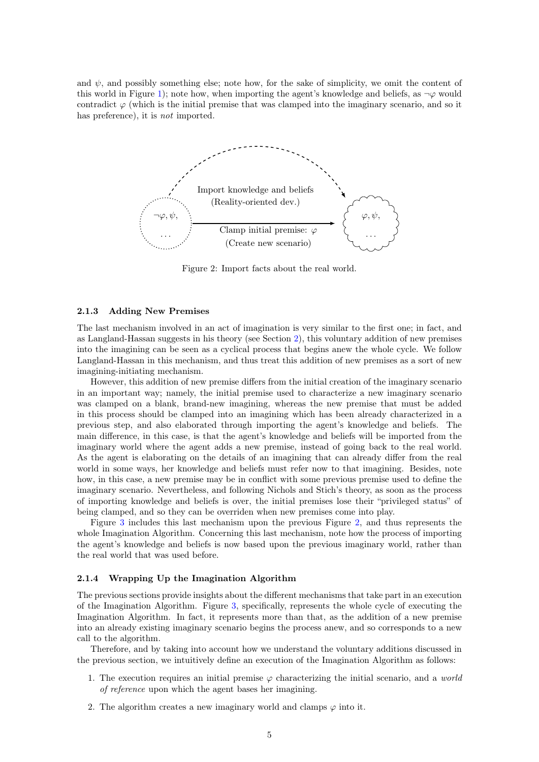and $\psi$, and possibly something else; note how, for the sake of simplicity, we omit the content of this world in Figure 1); note how, when importing the agent's knowledge and beliefs, as $\neg\varphi$ would contradict $\varphi$ (which is the initial premise that was clamped into the imaginary scenario, and so it has preference), it is *not* imported.

Import knowledge and beliefs
(Reality-oriented dev.)

$\neg\varphi, \psi,$
$\dots$

Clamp initial premise: $\varphi$
(Create new scenario)

$\varphi, \psi,$
$\dots$

Figure 2: Import facts about the real world.

### 2.1.3 Adding New Premises

The last mechanism involved in an act of imagination is very similar to the first one; in fact, and as Langland-Hassan suggests in his theory (see Section 2), this voluntary addition of new premises into the imagining can be seen as a cyclical process that begins anew the whole cycle. We follow Langland-Hassan in this mechanism, and thus treat this addition of new premises as a sort of new imagining-initiating mechanism.

However, this addition of new premise differs from the initial creation of the imaginary scenario in an important way; namely, the initial premise used to characterize a new imaginary scenario was clamped on a blank, brand-new imagining, whereas the new premise that must be added in this process should be clamped into an imagining which has been already characterized in a previous step, and also elaborated through importing the agent's knowledge and beliefs. The main difference, in this case, is that the agent's knowledge and beliefs will be imported from the imaginary world where the agent adds a new premise, instead of going back to the real world. As the agent is elaborating on the details of an imagining that can already differ from the real world in some ways, her knowledge and beliefs must refer now to that imagining. Besides, note how, in this case, a new premise may be in conflict with some previous premise used to define the imaginary scenario. Nevertheless, and following Nichols and Stich's theory, as soon as the process of importing knowledge and beliefs is over, the initial premises lose their "privileged status" of being clamped, and so they can be overriden when new premises come into play.

Figure 3 includes this last mechanism upon the previous Figure 2, and thus represents the whole Imagination Algorithm. Concerning this last mechanism, note how the process of importing the agent's knowledge and beliefs is now based upon the previous imaginary world, rather than the real world that was used before.

### 2.1.4 Wrapping Up the Imagination Algorithm

The previous sections provide insights about the different mechanisms that take part in an execution of the Imagination Algorithm. Figure 3, specifically, represents the whole cycle of executing the Imagination Algorithm. In fact, it represents more than that, as the addition of a new premise into an already existing imaginary scenario begins the process anew, and so corresponds to a new call to the algorithm.

Therefore, and by taking into account how we understand the voluntary additions discussed in the previous section, we intuitively define an execution of the Imagination Algorithm as follows:

1. The execution requires an initial premise $\varphi$ characterizing the initial scenario, and a *world of reference* upon which the agent bases her imagining.
2. The algorithm creates a new imaginary world and clamps $\varphi$ into it.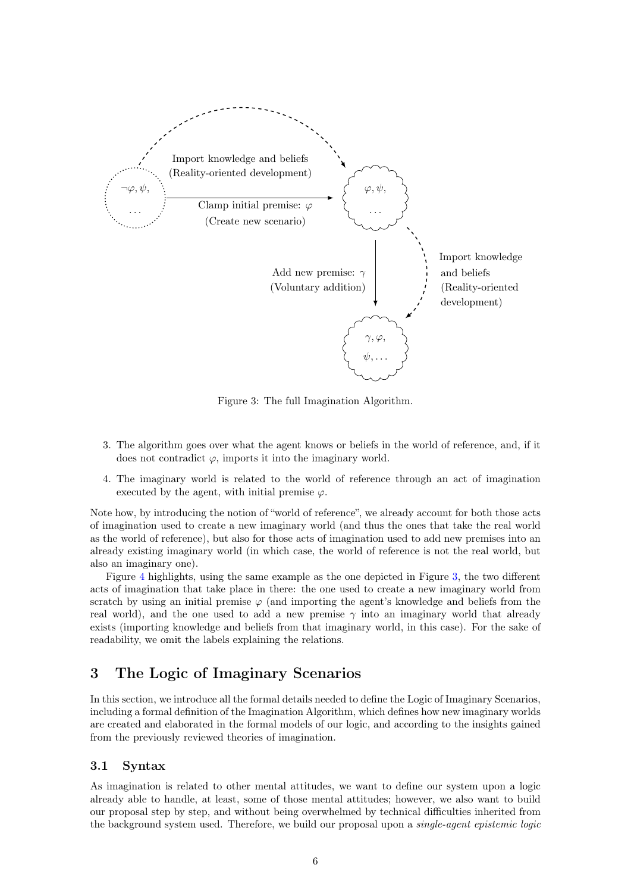Import knowledge and beliefs
(Reality-oriented development)

$\neg\varphi, \psi,$ ...

Clamp initial premise: $\varphi$
(Create new scenario)

$\varphi, \psi,$ ...

Add new premise: $\gamma$
(Voluntary addition)

Import knowledge and beliefs (Reality-oriented development)

$\gamma, \varphi,$ $\psi, \ldots$

Figure 3: The full Imagination Algorithm.

3. The algorithm goes over what the agent knows or beliefs in the world of reference, and, if it does not contradict $\varphi$, imports it into the imaginary world.

4. The imaginary world is related to the world of reference through an act of imagination executed by the agent, with initial premise $\varphi$.

Note how, by introducing the notion of "world of reference", we already account for both those acts of imagination used to create a new imaginary world (and thus the ones that take the real world as the world of reference), but also for those acts of imagination used to add new premises into an already existing imaginary world (in which case, the world of reference is not the real world, but also an imaginary one).

Figure 4 highlights, using the same example as the one depicted in Figure 3, the two different acts of imagination that take place in there: the one used to create a new imaginary world from scratch by using an initial premise $\varphi$ (and importing the agent's knowledge and beliefs from the real world), and the one used to add a new premise $\gamma$ into an imaginary world that already exists (importing knowledge and beliefs from that imaginary world, in this case). For the sake of readability, we omit the labels explaining the relations.

## 3 The Logic of Imaginary Scenarios

In this section, we introduce all the formal details needed to define the Logic of Imaginary Scenarios, including a formal definition of the Imagination Algorithm, which defines how new imaginary worlds are created and elaborated in the formal models of our logic, and according to the insights gained from the previously reviewed theories of imagination.

### 3.1 Syntax

As imagination is related to other mental attitudes, we want to define our system upon a logic already able to handle, at least, some of those mental attitudes; however, we also want to build our proposal step by step, and without being overwhelmed by technical difficulties inherited from the background system used. Therefore, we build our proposal upon a *single-agent epistemic logic*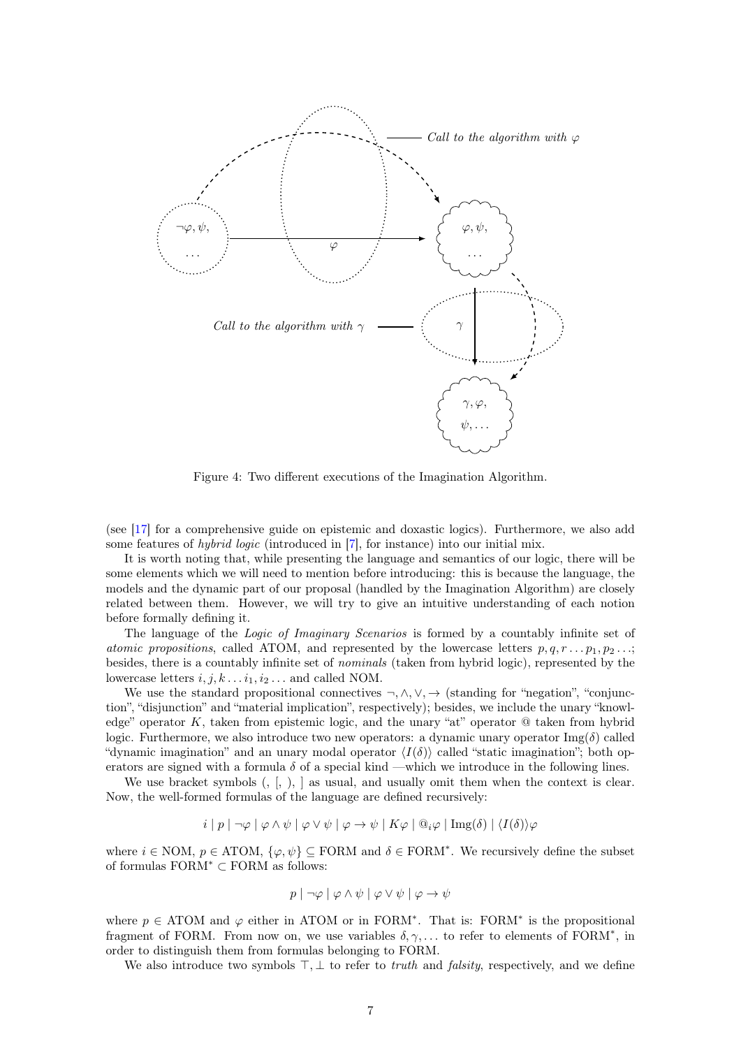Figure 4: Two different executions of the Imagination Algorithm.

(see [17] for a comprehensive guide on epistemic and doxastic logics). Furthermore, we also add some features of *hybrid logic* (introduced in [7], for instance) into our initial mix.

It is worth noting that, while presenting the language and semantics of our logic, there will be some elements which we will need to mention before introducing: this is because the language, the models and the dynamic part of our proposal (handled by the Imagination Algorithm) are closely related between them. However, we will try to give an intuitive understanding of each notion before formally defining it.

The language of the *Logic of Imaginary Scenarios* is formed by a countably infinite set of *atomic propositions*, called ATOM, and represented by the lowercase letters $p, q, r \ldots p_1, p_2 \ldots$; besides, there is a countably infinite set of *nominals* (taken from hybrid logic), represented by the lowercase letters $i, j, k \ldots i_1, i_2 \ldots$ and called NOM.

We use the standard propositional connectives $\neg, \wedge, \vee, \rightarrow$ (standing for "negation", "conjunction", "disjunction" and "material implication", respectively); besides, we include the unary "knowledge" operator $K$, taken from epistemic logic, and the unary "at" operator $@$ taken from hybrid logic. Furthermore, we also introduce two new operators: a dynamic unary operator $\mathrm{Img}(\delta)$ called "dynamic imagination" and an unary modal operator $\langle I(\delta)\rangle$ called "static imagination"; both operators are signed with a formula $\delta$ of a special kind —which we introduce in the following lines.

We use bracket symbols (, [, ), ] as usual, and usually omit them when the context is clear. Now, the well-formed formulas of the language are defined recursively:

$$i \mid p \mid \neg\varphi \mid \varphi \wedge \psi \mid \varphi \vee \psi \mid \varphi \rightarrow \psi \mid K\varphi \mid @_i\varphi \mid \mathrm{Img}(\delta) \mid \langle I(\delta)\rangle\varphi$$

where $i \in$ NOM, $p \in$ ATOM, $\{\varphi, \psi\} \subseteq$ FORM and $\delta \in$ FORM$^*$. We recursively define the subset of formulas FORM$^* \subset$ FORM as follows:

$$p \mid \neg\varphi \mid \varphi \wedge \psi \mid \varphi \vee \psi \mid \varphi \rightarrow \psi$$

where $p \in$ ATOM and $\varphi$ either in ATOM or in FORM$^*$. That is: FORM$^*$ is the propositional fragment of FORM. From now on, we use variables $\delta, \gamma, \ldots$ to refer to elements of FORM$^*$, in order to distinguish them from formulas belonging to FORM.

We also introduce two symbols $\top, \bot$ to refer to *truth* and *falsity*, respectively, and we define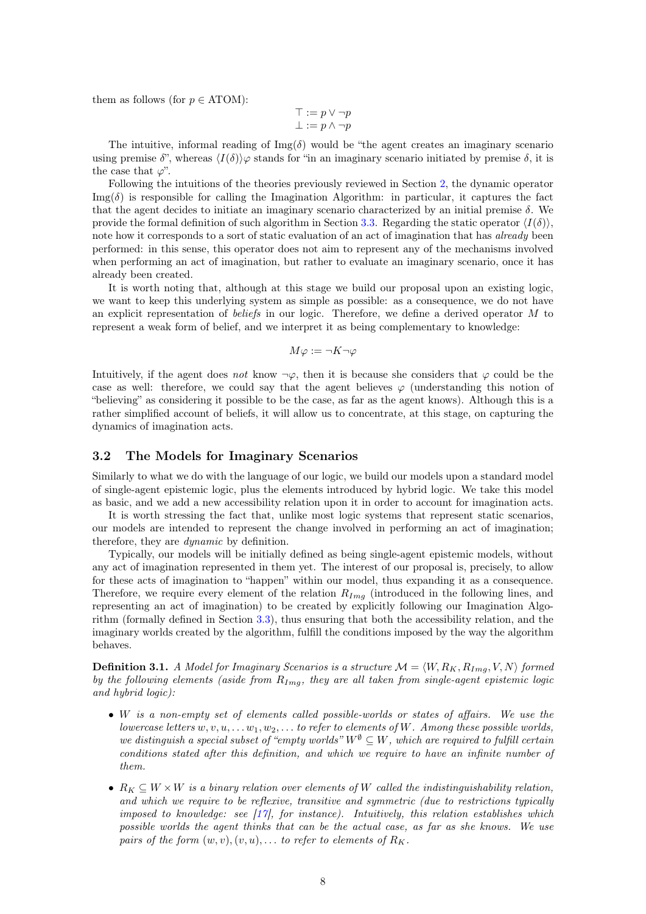them as follows (for $p \in$ ATOM):

$$\top := p \lor \neg p$$
$$\bot := p \land \neg p$$

The intuitive, informal reading of $\text{Img}(\delta)$ would be "the agent creates an imaginary scenario using premise $\delta$", whereas $\langle I(\delta)\rangle\varphi$ stands for "in an imaginary scenario initiated by premise $\delta$, it is the case that $\varphi$".

Following the intuitions of the theories previously reviewed in Section 2, the dynamic operator $\text{Img}(\delta)$ is responsible for calling the Imagination Algorithm: in particular, it captures the fact that the agent decides to initiate an imaginary scenario characterized by an initial premise $\delta$. We provide the formal definition of such algorithm in Section 3.3. Regarding the static operator $\langle I(\delta)\rangle$, note how it corresponds to a sort of static evaluation of an act of imagination that has *already* been performed: in this sense, this operator does not aim to represent any of the mechanisms involved when performing an act of imagination, but rather to evaluate an imaginary scenario, once it has already been created.

It is worth noting that, although at this stage we build our proposal upon an existing logic, we want to keep this underlying system as simple as possible: as a consequence, we do not have an explicit representation of *beliefs* in our logic. Therefore, we define a derived operator $M$ to represent a weak form of belief, and we interpret it as being complementary to knowledge:

$$M\varphi := \neg K \neg \varphi$$

Intuitively, if the agent does *not* know $\neg\varphi$, then it is because she considers that $\varphi$ could be the case as well: therefore, we could say that the agent believes $\varphi$ (understanding this notion of "believing" as considering it possible to be the case, as far as the agent knows). Although this is a rather simplified account of beliefs, it will allow us to concentrate, at this stage, on capturing the dynamics of imagination acts.

## 3.2 The Models for Imaginary Scenarios

Similarly to what we do with the language of our logic, we build our models upon a standard model of single-agent epistemic logic, plus the elements introduced by hybrid logic. We take this model as basic, and we add a new accessibility relation upon it in order to account for imagination acts.

It is worth stressing the fact that, unlike most logic systems that represent static scenarios, our models are intended to represent the change involved in performing an act of imagination; therefore, they are *dynamic* by definition.

Typically, our models will be initially defined as being single-agent epistemic models, without any act of imagination represented in them yet. The interest of our proposal is, precisely, to allow for these acts of imagination to "happen" within our model, thus expanding it as a consequence. Therefore, we require every element of the relation $R_{Img}$ (introduced in the following lines, and representing an act of imagination) to be created by explicitly following our Imagination Algorithm (formally defined in Section 3.3), thus ensuring that both the accessibility relation, and the imaginary worlds created by the algorithm, fulfill the conditions imposed by the way the algorithm behaves.

**Definition 3.1.** *A Model for Imaginary Scenarios is a structure $\mathcal{M} = \langle W, R_K, R_{Img}, V, N\rangle$ formed by the following elements (aside from $R_{Img}$, they are all taken from single-agent epistemic logic and hybrid logic):*

- *$W$ is a non-empty set of elements called possible-worlds or states of affairs. We use the lowercase letters $w, v, u, \ldots w_1, w_2, \ldots$ to refer to elements of $W$. Among these possible worlds, we distinguish a special subset of "empty worlds" $W^{\emptyset} \subseteq W$, which are required to fulfill certain conditions stated after this definition, and which we require to have an infinite number of them.*
- *$R_K \subseteq W \times W$ is a binary relation over elements of $W$ called the indistinguishability relation, and which we require to be reflexive, transitive and symmetric (due to restrictions typically imposed to knowledge: see [17], for instance). Intuitively, this relation establishes which possible worlds the agent thinks that can be the actual case, as far as she knows. We use pairs of the form $(w, v), (v, u), \ldots$ to refer to elements of $R_K$.*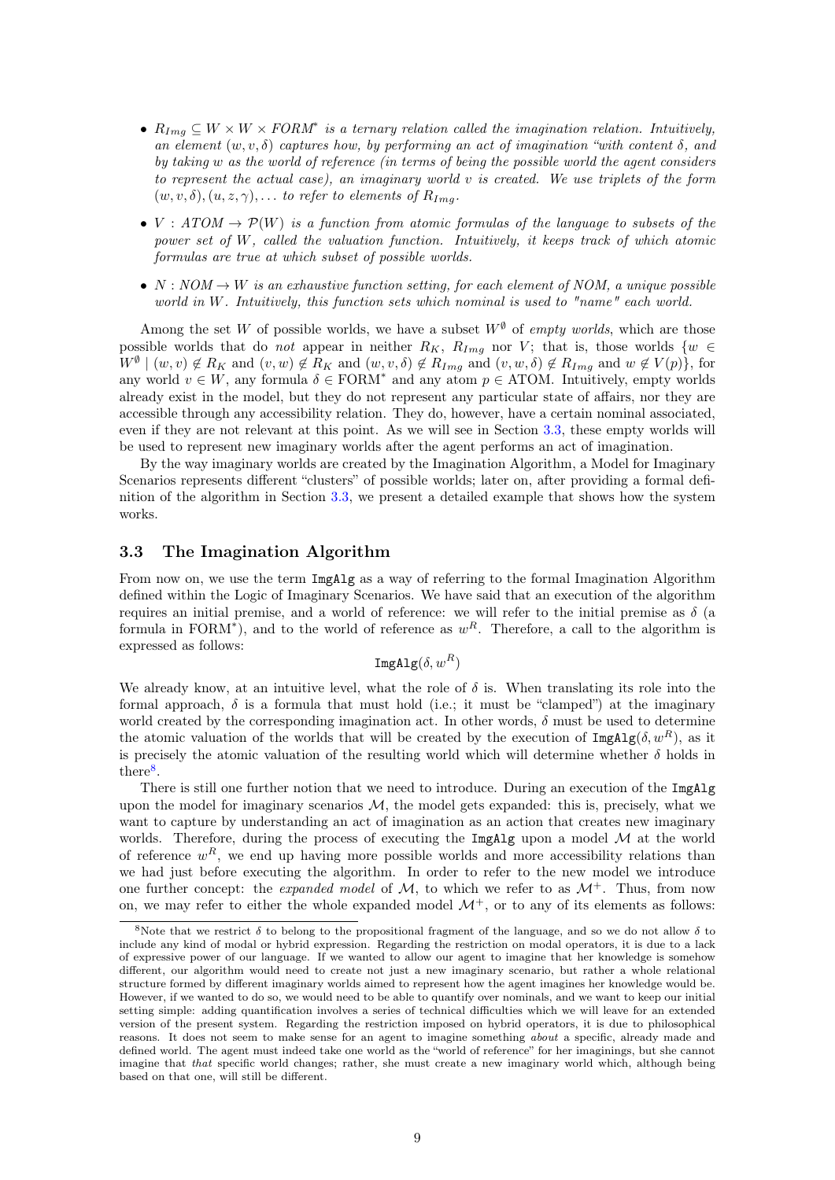- $R_{Img} \subseteq W \times W \times FORM^*$ *is a ternary relation called the imagination relation. Intuitively, an element* $(w, v, \delta)$ *captures how, by performing an act of imagination "with content* $\delta$*, and by taking* $w$ *as the world of reference (in terms of being the possible world the agent considers to represent the actual case), an imaginary world* $v$ *is created. We use triplets of the form* $(w, v, \delta), (u, z, \gamma), \ldots$ *to refer to elements of* $R_{Img}$*.*

- $V : ATOM \to \mathcal{P}(W)$ *is a function from atomic formulas of the language to subsets of the power set of* $W$*, called the valuation function. Intuitively, it keeps track of which atomic formulas are true at which subset of possible worlds.*

- $N : NOM \to W$ *is an exhaustive function setting, for each element of NOM, a unique possible world in* $W$*. Intuitively, this function sets which nominal is used to "name" each world.*

Among the set $W$ of possible worlds, we have a subset $W^{\emptyset}$ of *empty worlds*, which are those possible worlds that do *not* appear in neither $R_K$, $R_{Img}$ nor $V$; that is, those worlds $\{w \in W^{\emptyset} \mid (w, v) \notin R_K$ and $(v, w) \notin R_K$ and $(w, v, \delta) \notin R_{Img}$ and $(v, w, \delta) \notin R_{Img}$ and $w \notin V(p)\}$, for any world $v \in W$, any formula $\delta \in \text{FORM}^*$ and any atom $p \in \text{ATOM}$. Intuitively, empty worlds already exist in the model, but they do not represent any particular state of affairs, nor they are accessible through any accessibility relation. They do, however, have a certain nominal associated, even if they are not relevant at this point. As we will see in Section 3.3, these empty worlds will be used to represent new imaginary worlds after the agent performs an act of imagination.

By the way imaginary worlds are created by the Imagination Algorithm, a Model for Imaginary Scenarios represents different "clusters" of possible worlds; later on, after providing a formal definition of the algorithm in Section 3.3, we present a detailed example that shows how the system works.

### 3.3 The Imagination Algorithm

From now on, we use the term `ImgAlg` as a way of referring to the formal Imagination Algorithm defined within the Logic of Imaginary Scenarios. We have said that an execution of the algorithm requires an initial premise, and a world of reference: we will refer to the initial premise as $\delta$ (a formula in $\text{FORM}^*$), and to the world of reference as $w^R$. Therefore, a call to the algorithm is expressed as follows:

$$\texttt{ImgAlg}(\delta, w^R)$$

We already know, at an intuitive level, what the role of $\delta$ is. When translating its role into the formal approach, $\delta$ is a formula that must hold (i.e.; it must be "clamped") at the imaginary world created by the corresponding imagination act. In other words, $\delta$ must be used to determine the atomic valuation of the worlds that will be created by the execution of $\texttt{ImgAlg}(\delta, w^R)$, as it is precisely the atomic valuation of the resulting world which will determine whether $\delta$ holds in there[8].

There is still one further notion that we need to introduce. During an execution of the `ImgAlg` upon the model for imaginary scenarios $\mathcal{M}$, the model gets expanded: this is, precisely, what we want to capture by understanding an act of imagination as an action that creates new imaginary worlds. Therefore, during the process of executing the `ImgAlg` upon a model $\mathcal{M}$ at the world of reference $w^R$, we end up having more possible worlds and more accessibility relations than we had just before executing the algorithm. In order to refer to the new model we introduce one further concept: the *expanded model* of $\mathcal{M}$, to which we refer to as $\mathcal{M}^+$. Thus, from now on, we may refer to either the whole expanded model $\mathcal{M}^+$, or to any of its elements as follows:

[8]Note that we restrict $\delta$ to belong to the propositional fragment of the language, and so we do not allow $\delta$ to include any kind of modal or hybrid expression. Regarding the restriction on modal operators, it is due to a lack of expressive power of our language. If we wanted to allow our agent to imagine that her knowledge is somehow different, our algorithm would need to create not just a new imaginary scenario, but rather a whole relational structure formed by different imaginary worlds aimed to represent how the agent imagines her knowledge would be. However, if we wanted to do so, we would need to be able to quantify over nominals, and we want to keep our initial setting simple: adding quantification involves a series of technical difficulties which we will leave for an extended version of the present system. Regarding the restriction imposed on hybrid operators, it is due to philosophical reasons. It does not seem to make sense for an agent to imagine something *about* a specific, already made and defined world. The agent must indeed take one world as the "world of reference" for her imaginings, but she cannot imagine that *that* specific world changes; rather, she must create a new imaginary world which, although being based on that one, will still be different.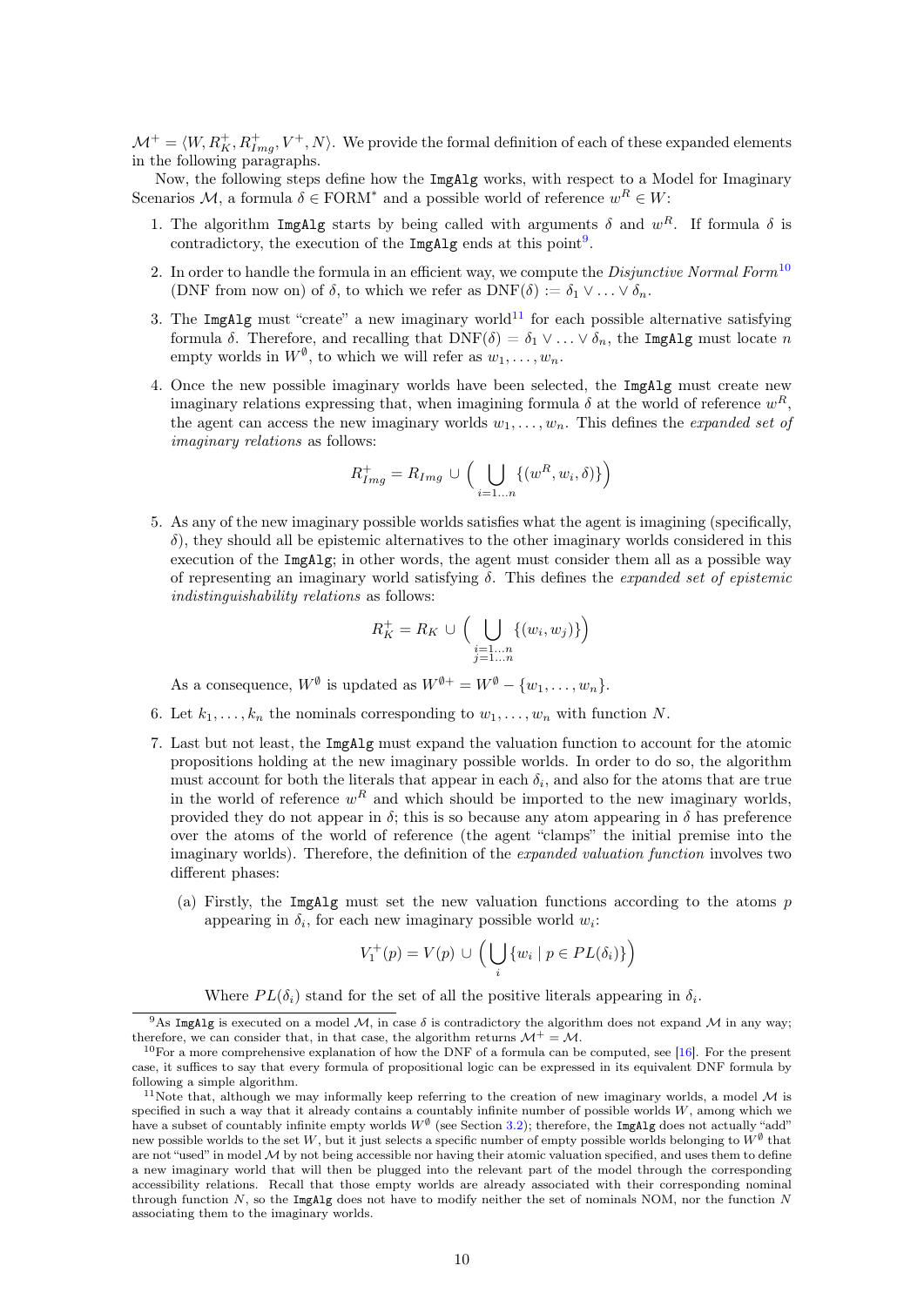$\mathcal{M}^+ = \langle W, R_K^+, R_{Img}^+, V^+, N \rangle$. We provide the formal definition of each of these expanded elements in the following paragraphs.

Now, the following steps define how the `ImgAlg` works, with respect to a Model for Imaginary Scenarios $\mathcal{M}$, a formula $\delta \in \text{FORM}^*$ and a possible world of reference $w^R \in W$:

1. The algorithm `ImgAlg` starts by being called with arguments $\delta$ and $w^R$. If formula $\delta$ is contradictory, the execution of the `ImgAlg` ends at this point[9].

2. In order to handle the formula in an efficient way, we compute the *Disjunctive Normal Form*[10] (DNF from now on) of $\delta$, to which we refer as $\text{DNF}(\delta) := \delta_1 \vee \ldots \vee \delta_n$.

3. The `ImgAlg` must "create" a new imaginary world[11] for each possible alternative satisfying formula $\delta$. Therefore, and recalling that $\text{DNF}(\delta) = \delta_1 \vee \ldots \vee \delta_n$, the `ImgAlg` must locate $n$ empty worlds in $W^\emptyset$, to which we will refer as $w_1, \ldots, w_n$.

4. Once the new possible imaginary worlds have been selected, the `ImgAlg` must create new imaginary relations expressing that, when imagining formula $\delta$ at the world of reference $w^R$, the agent can access the new imaginary worlds $w_1, \ldots, w_n$. This defines the *expanded set of imaginary relations* as follows:

$$R_{Img}^+ = R_{Img} \cup \Big( \bigcup_{i=1\ldots n} \{(w^R, w_i, \delta)\} \Big)$$

5. As any of the new imaginary possible worlds satisfies what the agent is imagining (specifically, $\delta$), they should all be epistemic alternatives to the other imaginary worlds considered in this execution of the `ImgAlg`; in other words, the agent must consider them all as a possible way of representing an imaginary world satisfying $\delta$. This defines the *expanded set of epistemic indistinguishability relations* as follows:

$$R_K^+ = R_K \cup \Big( \bigcup_{\substack{i=1\ldots n \\ j=1\ldots n}} \{(w_i, w_j)\} \Big)$$

As a consequence, $W^\emptyset$ is updated as $W^{\emptyset +} = W^\emptyset - \{w_1, \ldots, w_n\}$.

6. Let $k_1, \ldots, k_n$ the nominals corresponding to $w_1, \ldots, w_n$ with function $N$.

7. Last but not least, the `ImgAlg` must expand the valuation function to account for the atomic propositions holding at the new imaginary possible worlds. In order to do so, the algorithm must account for both the literals that appear in each $\delta_i$, and also for the atoms that are true in the world of reference $w^R$ and which should be imported to the new imaginary worlds, provided they do not appear in $\delta$; this is so because any atom appearing in $\delta$ has preference over the atoms of the world of reference (the agent "clamps" the initial premise into the imaginary worlds). Therefore, the definition of the *expanded valuation function* involves two different phases:

   (a) Firstly, the `ImgAlg` must set the new valuation functions according to the atoms $p$ appearing in $\delta_i$, for each new imaginary possible world $w_i$:

   $$V_1^+(p) = V(p) \cup \Big( \bigcup_i \{w_i \mid p \in PL(\delta_i)\} \Big)$$

   Where $PL(\delta_i)$ stand for the set of all the positive literals appearing in $\delta_i$.

---

[9] As `ImgAlg` is executed on a model $\mathcal{M}$, in case $\delta$ is contradictory the algorithm does not expand $\mathcal{M}$ in any way; therefore, we can consider that, in that case, the algorithm returns $\mathcal{M}^+ = \mathcal{M}$.

[10] For a more comprehensive explanation of how the DNF of a formula can be computed, see [16]. For the present case, it suffices to say that every formula of propositional logic can be expressed in its equivalent DNF formula by following a simple algorithm.

[11] Note that, although we may informally keep referring to the creation of new imaginary worlds, a model $\mathcal{M}$ is specified in such a way that it already contains a countably infinite number of possible worlds $W$, among which we have a subset of countably infinite empty worlds $W^\emptyset$ (see Section 3.2); therefore, the `ImgAlg` does not actually "add" new possible worlds to the set $W$, but it just selects a specific number of empty possible worlds belonging to $W^\emptyset$ that are not "used" in model $\mathcal{M}$ by not being accessible nor having their atomic valuation specified, and uses them to define a new imaginary world that will then be plugged into the relevant part of the model through the corresponding accessibility relations. Recall that those empty worlds are already associated with their corresponding nominal through function $N$, so the `ImgAlg` does not have to modify neither the set of nominals NOM, nor the function $N$ associating them to the imaginary worlds.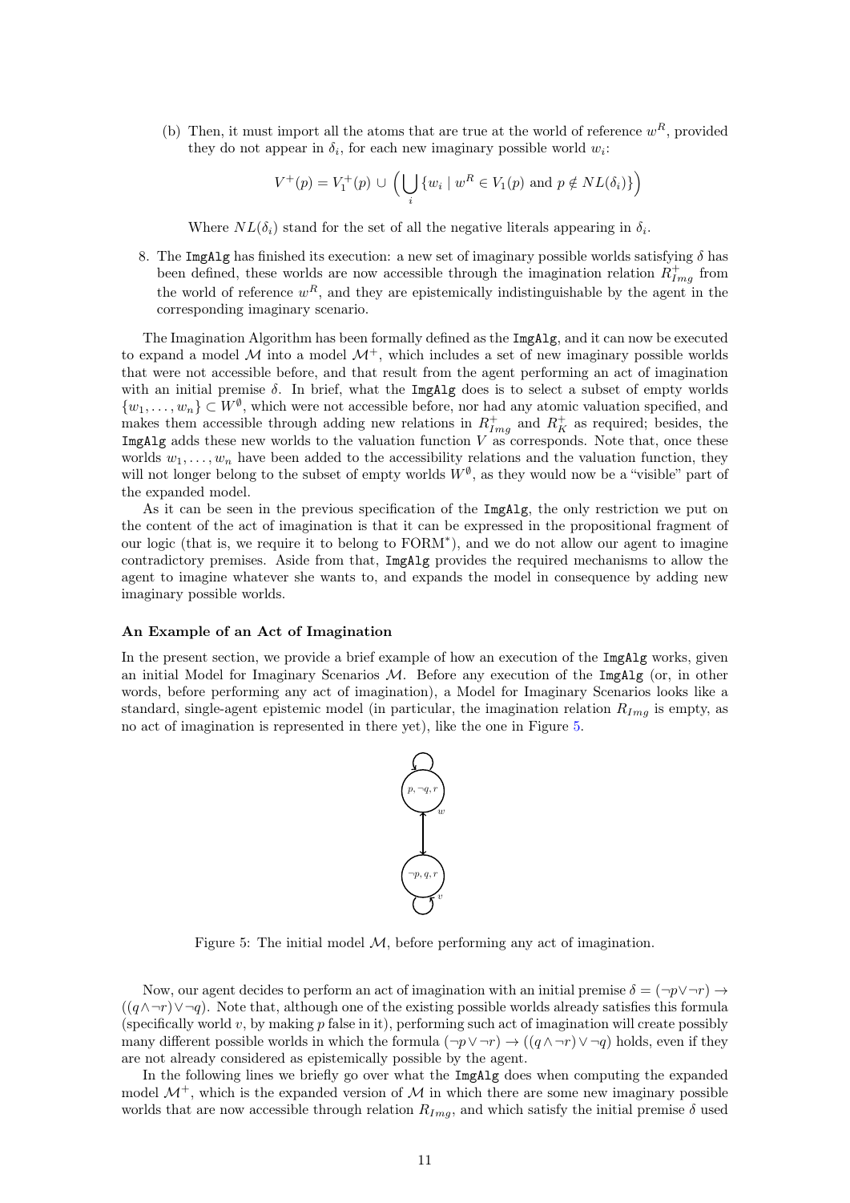(b) Then, it must import all the atoms that are true at the world of reference $w^R$, provided they do not appear in $\delta_i$, for each new imaginary possible world $w_i$:

$$V^+(p) = V_1^+(p) \cup \Big( \bigcup_i \{w_i \mid w^R \in V_1(p) \text{ and } p \notin NL(\delta_i)\} \Big)$$

Where $NL(\delta_i)$ stand for the set of all the negative literals appearing in $\delta_i$.

8. The `ImgAlg` has finished its execution: a new set of imaginary possible worlds satisfying $\delta$ has been defined, these worlds are now accessible through the imagination relation $R^+_{Img}$ from the world of reference $w^R$, and they are epistemically indistinguishable by the agent in the corresponding imaginary scenario.

The Imagination Algorithm has been formally defined as the `ImgAlg`, and it can now be executed to expand a model $\mathcal{M}$ into a model $\mathcal{M}^+$, which includes a set of new imaginary possible worlds that were not accessible before, and that result from the agent performing an act of imagination with an initial premise $\delta$. In brief, what the `ImgAlg` does is to select a subset of empty worlds $\{w_1, \ldots, w_n\} \subset W^\emptyset$, which were not accessible before, nor had any atomic valuation specified, and makes them accessible through adding new relations in $R^+_{Img}$ and $R^+_K$ as required; besides, the `ImgAlg` adds these new worlds to the valuation function $V$ as corresponds. Note that, once these worlds $w_1, \ldots, w_n$ have been added to the accessibility relations and the valuation function, they will not longer belong to the subset of empty worlds $W^\emptyset$, as they would now be a "visible" part of the expanded model.

As it can be seen in the previous specification of the `ImgAlg`, the only restriction we put on the content of the act of imagination is that it can be expressed in the propositional fragment of our logic (that is, we require it to belong to FORM$^*$), and we do not allow our agent to imagine contradictory premises. Aside from that, `ImgAlg` provides the required mechanisms to allow the agent to imagine whatever she wants to, and expands the model in consequence by adding new imaginary possible worlds.

### An Example of an Act of Imagination

In the present section, we provide a brief example of how an execution of the `ImgAlg` works, given an initial Model for Imaginary Scenarios $\mathcal{M}$. Before any execution of the `ImgAlg` (or, in other words, before performing any act of imagination), a Model for Imaginary Scenarios looks like a standard, single-agent epistemic model (in particular, the imagination relation $R_{Img}$ is empty, as no act of imagination is represented in there yet), like the one in Figure 5.

Figure 5: The initial model $\mathcal{M}$, before performing any act of imagination.

Now, our agent decides to perform an act of imagination with an initial premise $\delta = (\neg p \vee \neg r) \rightarrow ((q \wedge \neg r) \vee \neg q)$. Note that, although one of the existing possible worlds already satisfies this formula (specifically world $v$, by making $p$ false in it), performing such act of imagination will create possibly many different possible worlds in which the formula $(\neg p \vee \neg r) \rightarrow ((q \wedge \neg r) \vee \neg q)$ holds, even if they are not already considered as epistemically possible by the agent.

In the following lines we briefly go over what the `ImgAlg` does when computing the expanded model $\mathcal{M}^+$, which is the expanded version of $\mathcal{M}$ in which there are some new imaginary possible worlds that are now accessible through relation $R_{Img}$, and which satisfy the initial premise $\delta$ used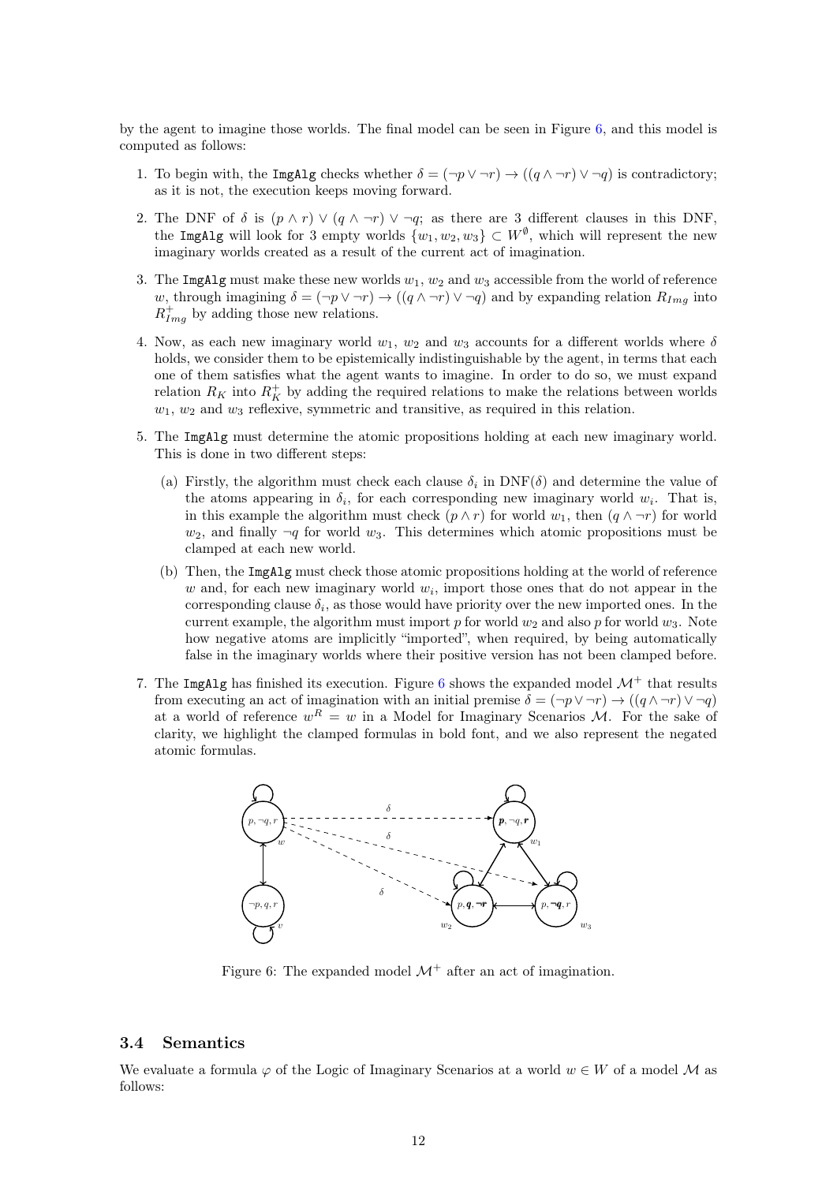by the agent to imagine those worlds. The final model can be seen in Figure 6, and this model is computed as follows:

1. To begin with, the `ImgAlg` checks whether $\delta = (\neg p \vee \neg r) \rightarrow ((q \wedge \neg r) \vee \neg q)$ is contradictory; as it is not, the execution keeps moving forward.

2. The DNF of $\delta$ is $(p \wedge r) \vee (q \wedge \neg r) \vee \neg q$; as there are 3 different clauses in this DNF, the `ImgAlg` will look for 3 empty worlds $\{w_1, w_2, w_3\} \subset W^{\emptyset}$, which will represent the new imaginary worlds created as a result of the current act of imagination.

3. The `ImgAlg` must make these new worlds $w_1$, $w_2$ and $w_3$ accessible from the world of reference $w$, through imagining $\delta = (\neg p \vee \neg r) \rightarrow ((q \wedge \neg r) \vee \neg q)$ and by expanding relation $R_{Img}$ into $R^+_{Img}$ by adding those new relations.

4. Now, as each new imaginary world $w_1$, $w_2$ and $w_3$ accounts for a different worlds where $\delta$ holds, we consider them to be epistemically indistinguishable by the agent, in terms that each one of them satisfies what the agent wants to imagine. In order to do so, we must expand relation $R_K$ into $R^+_K$ by adding the required relations to make the relations between worlds $w_1$, $w_2$ and $w_3$ reflexive, symmetric and transitive, as required in this relation.

5. The `ImgAlg` must determine the atomic propositions holding at each new imaginary world. This is done in two different steps:

   (a) Firstly, the algorithm must check each clause $\delta_i$ in DNF($\delta$) and determine the value of the atoms appearing in $\delta_i$, for each corresponding new imaginary world $w_i$. That is, in this example the algorithm must check $(p \wedge r)$ for world $w_1$, then $(q \wedge \neg r)$ for world $w_2$, and finally $\neg q$ for world $w_3$. This determines which atomic propositions must be clamped at each new world.

   (b) Then, the `ImgAlg` must check those atomic propositions holding at the world of reference $w$ and, for each new imaginary world $w_i$, import those ones that do not appear in the corresponding clause $\delta_i$, as those would have priority over the new imported ones. In the current example, the algorithm must import $p$ for world $w_2$ and also $p$ for world $w_3$. Note how negative atoms are implicitly "imported", when required, by being automatically false in the imaginary worlds where their positive version has not been clamped before.

7. The `ImgAlg` has finished its execution. Figure 6 shows the expanded model $\mathcal{M}^+$ that results from executing an act of imagination with an initial premise $\delta = (\neg p \vee \neg r) \rightarrow ((q \wedge \neg r) \vee \neg q)$ at a world of reference $w^R = w$ in a Model for Imaginary Scenarios $\mathcal{M}$. For the sake of clarity, we highlight the clamped formulas in bold font, and we also represent the negated atomic formulas.

Figure 6: The expanded model $\mathcal{M}^+$ after an act of imagination.

### 3.4 Semantics

We evaluate a formula $\varphi$ of the Logic of Imaginary Scenarios at a world $w \in W$ of a model $\mathcal{M}$ as follows: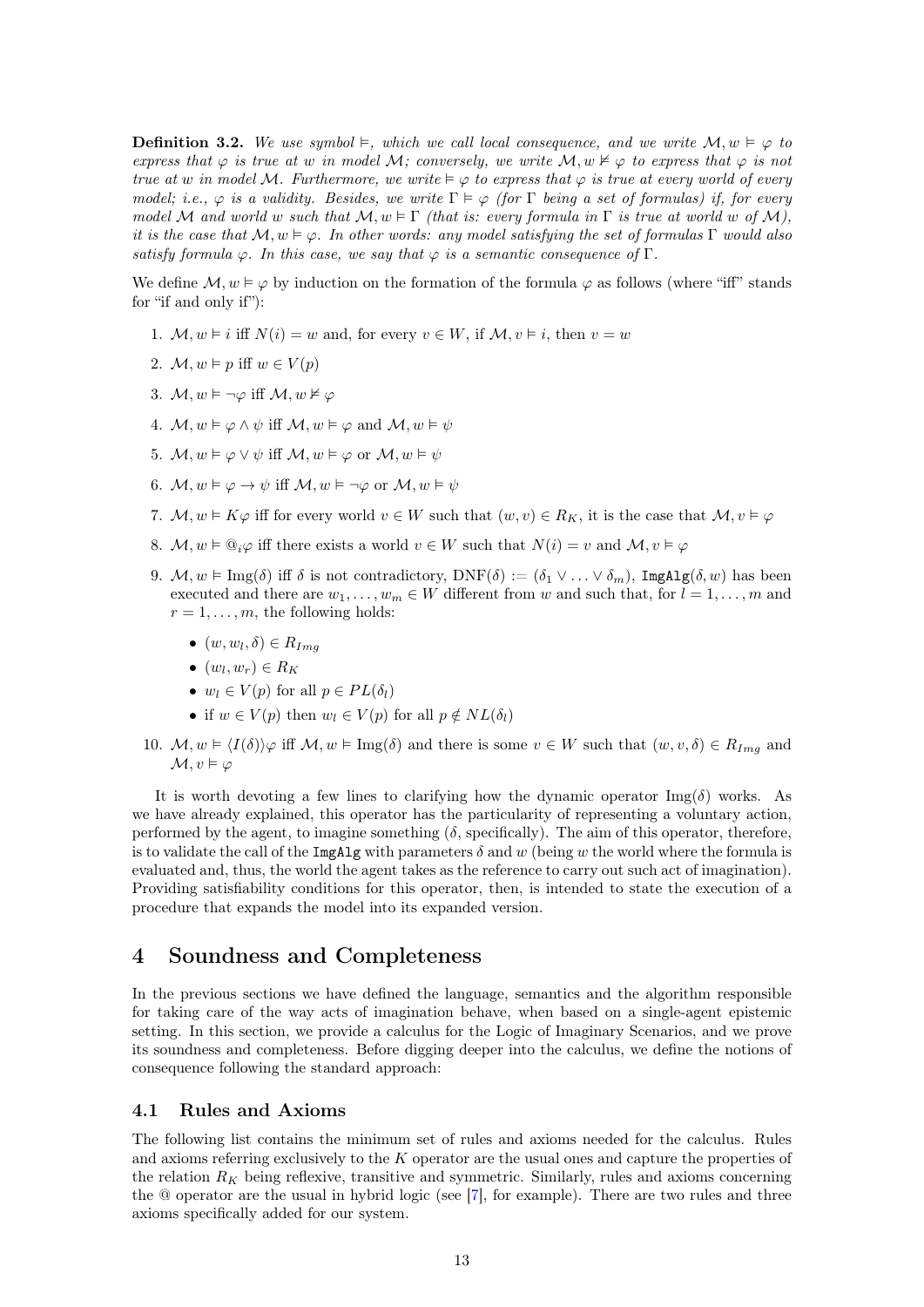**Definition 3.2.** *We use symbol $\vDash$, which we call local consequence, and we write $\mathcal{M}, w \vDash \varphi$ to express that $\varphi$ is true at $w$ in model $\mathcal{M}$; conversely, we write $\mathcal{M}, w \nvDash \varphi$ to express that $\varphi$ is not true at $w$ in model $\mathcal{M}$. Furthermore, we write $\vDash \varphi$ to express that $\varphi$ is true at every world of every model; i.e., $\varphi$ is a validity. Besides, we write $\Gamma \vDash \varphi$ (for $\Gamma$ being a set of formulas) if, for every model $\mathcal{M}$ and world $w$ such that $\mathcal{M}, w \vDash \Gamma$ (that is: every formula in $\Gamma$ is true at world $w$ of $\mathcal{M}$), it is the case that $\mathcal{M}, w \vDash \varphi$. In other words: any model satisfying the set of formulas $\Gamma$ would also satisfy formula $\varphi$. In this case, we say that $\varphi$ is a semantic consequence of $\Gamma$.*

We define $\mathcal{M}, w \vDash \varphi$ by induction on the formation of the formula $\varphi$ as follows (where "iff" stands for "if and only if"):

1. $\mathcal{M}, w \vDash i$ iff $N(i) = w$ and, for every $v \in W$, if $\mathcal{M}, v \vDash i$, then $v = w$
2. $\mathcal{M}, w \vDash p$ iff $w \in V(p)$
3. $\mathcal{M}, w \vDash \neg\varphi$ iff $\mathcal{M}, w \nvDash \varphi$
4. $\mathcal{M}, w \vDash \varphi \wedge \psi$ iff $\mathcal{M}, w \vDash \varphi$ and $\mathcal{M}, w \vDash \psi$
5. $\mathcal{M}, w \vDash \varphi \vee \psi$ iff $\mathcal{M}, w \vDash \varphi$ or $\mathcal{M}, w \vDash \psi$
6. $\mathcal{M}, w \vDash \varphi \to \psi$ iff $\mathcal{M}, w \vDash \neg\varphi$ or $\mathcal{M}, w \vDash \psi$
7. $\mathcal{M}, w \vDash K\varphi$ iff for every world $v \in W$ such that $(w, v) \in R_K$, it is the case that $\mathcal{M}, v \vDash \varphi$
8. $\mathcal{M}, w \vDash @_i\varphi$ iff there exists a world $v \in W$ such that $N(i) = v$ and $\mathcal{M}, v \vDash \varphi$
9. $\mathcal{M}, w \vDash \mathrm{Img}(\delta)$ iff $\delta$ is not contradictory, $\mathrm{DNF}(\delta) := (\delta_1 \vee \ldots \vee \delta_m)$, `ImgAlg`$(\delta, w)$ has been executed and there are $w_1, \ldots, w_m \in W$ different from $w$ and such that, for $l = 1, \ldots, m$ and $r = 1, \ldots, m$, the following holds:
   - $(w, w_l, \delta) \in R_{Img}$
   - $(w_l, w_r) \in R_K$
   - $w_l \in V(p)$ for all $p \in PL(\delta_l)$
   - if $w \in V(p)$ then $w_l \in V(p)$ for all $p \notin NL(\delta_l)$
10. $\mathcal{M}, w \vDash \langle I(\delta)\rangle\varphi$ iff $\mathcal{M}, w \vDash \mathrm{Img}(\delta)$ and there is some $v \in W$ such that $(w, v, \delta) \in R_{Img}$ and $\mathcal{M}, v \vDash \varphi$

It is worth devoting a few lines to clarifying how the dynamic operator $\mathrm{Img}(\delta)$ works. As we have already explained, this operator has the particularity of representing a voluntary action, performed by the agent, to imagine something ($\delta$, specifically). The aim of this operator, therefore, is to validate the call of the `ImgAlg` with parameters $\delta$ and $w$ (being $w$ the world where the formula is evaluated and, thus, the world the agent takes as the reference to carry out such act of imagination). Providing satisfiability conditions for this operator, then, is intended to state the execution of a procedure that expands the model into its expanded version.

# 4 Soundness and Completeness

In the previous sections we have defined the language, semantics and the algorithm responsible for taking care of the way acts of imagination behave, when based on a single-agent epistemic setting. In this section, we provide a calculus for the Logic of Imaginary Scenarios, and we prove its soundness and completeness. Before digging deeper into the calculus, we define the notions of consequence following the standard approach:

## 4.1 Rules and Axioms

The following list contains the minimum set of rules and axioms needed for the calculus. Rules and axioms referring exclusively to the $K$ operator are the usual ones and capture the properties of the relation $R_K$ being reflexive, transitive and symmetric. Similarly, rules and axioms concerning the @ operator are the usual in hybrid logic (see [7], for example). There are two rules and three axioms specifically added for our system.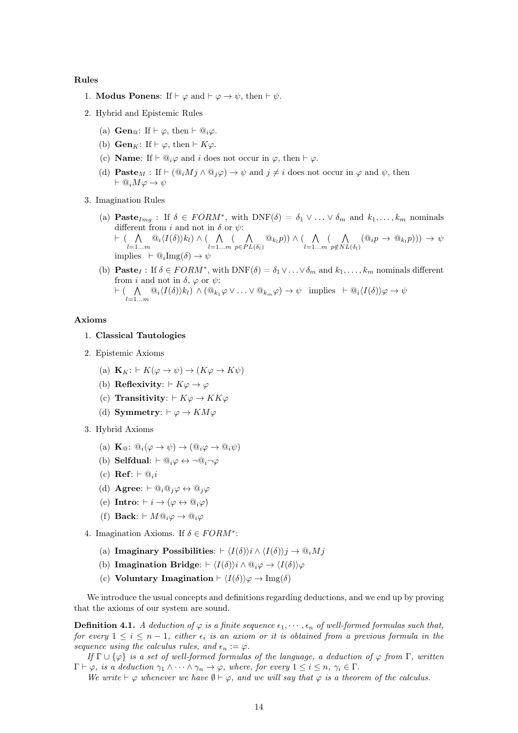**Rules**

1. **Modus Ponens**: If $\vdash \varphi$ and $\vdash \varphi \to \psi$, then $\vdash \psi$.
2. Hybrid and Epistemic Rules
   (a) $\mathbf{Gen}_@$: If $\vdash \varphi$, then $\vdash @_i\varphi$.
   (b) $\mathbf{Gen}_K$: If $\vdash \varphi$, then $\vdash K\varphi$.
   (c) **Name**: If $\vdash @_i\varphi$ and $i$ does not occur in $\varphi$, then $\vdash \varphi$.
   (d) $\mathbf{Paste}_M$ : If $\vdash (@_iMj \wedge @_j\varphi) \to \psi$ and $j \neq i$ does not occur in $\varphi$ and $\psi$, then $\vdash @_iM\varphi \to \psi$
3. Imagination Rules
   (a) $\mathbf{Paste}_{Img}$ : If $\delta \in FORM^*$, with $\text{DNF}(\delta) = \delta_1 \vee \ldots \vee \delta_m$ and $k_1, \ldots, k_m$ nominals different from $i$ and not in $\delta$ or $\psi$:
   $\vdash (\bigwedge\limits_{l=1\ldots m} @_i\langle I(\delta)\rangle k_l) \wedge (\bigwedge\limits_{l=1\ldots m} (\bigwedge\limits_{p\in PL(\delta_l)} @_{k_l}p)) \wedge (\bigwedge\limits_{l=1\ldots m} (\bigwedge\limits_{p\notin NL(\delta_l)} (@_ip \to @_{k_l}p))) \to \psi$
   implies $\vdash @_i\text{Img}(\delta) \to \psi$
   (b) $\mathbf{Paste}_I$ : If $\delta \in FORM^*$, with $\text{DNF}(\delta) = \delta_1 \vee \ldots \vee \delta_m$ and $k_1, \ldots, k_m$ nominals different from $i$ and not in $\delta$, $\varphi$ or $\psi$:
   $\vdash (\bigwedge\limits_{l=1\ldots m} @_i\langle I(\delta)\rangle k_l) \wedge (@_{k_1}\varphi \vee \ldots \vee @_{k_m}\varphi) \to \psi$ implies $\vdash @_i\langle I(\delta)\rangle\varphi \to \psi$

**Axioms**

1. **Classical Tautologies**
2. Epistemic Axioms
   (a) $\mathbf{K}_K$: $\vdash K(\varphi \to \psi) \to (K\varphi \to K\psi)$
   (b) **Reflexivity**: $\vdash K\varphi \to \varphi$
   (c) **Transitivity**: $\vdash K\varphi \to KK\varphi$
   (d) **Symmetry**: $\vdash \varphi \to KM\varphi$
3. Hybrid Axioms
   (a) $\mathbf{K}_@$: $@_i(\varphi \to \psi) \to (@_i\varphi \to @_i\psi)$
   (b) **Selfdual**: $\vdash @_i\varphi \leftrightarrow \neg @_i\neg\varphi$
   (c) **Ref**: $\vdash @_ii$
   (d) **Agree**: $\vdash @_i@_j\varphi \leftrightarrow @_j\varphi$
   (e) **Intro**: $\vdash i \to (\varphi \leftrightarrow @_i\varphi)$
   (f) **Back**: $\vdash M@_i\varphi \to @_i\varphi$
4. Imagination Axioms. If $\delta \in FORM^*$:
   (a) **Imaginary Possibilities**: $\vdash \langle I(\delta)\rangle i \wedge \langle I(\delta)\rangle j \to @_iMj$
   (b) **Imagination Bridge**: $\vdash \langle I(\delta)\rangle i \wedge @_i\varphi \to \langle I(\delta)\rangle\varphi$
   (c) **Voluntary Imagination** $\vdash \langle I(\delta)\rangle\varphi \to \text{Img}(\delta)$

We introduce the usual concepts and definitions regarding deductions, and we end up by proving that the axioms of our system are sound.

**Definition 4.1.** *A deduction of $\varphi$ is a finite sequence $\epsilon_1, \cdots, \epsilon_n$ of well-formed formulas such that, for every $1 \leq i \leq n-1$, either $\epsilon_i$ is an axiom or it is obtained from a previous formula in the sequence using the calculus rules, and $\epsilon_n := \varphi$.*

*If $\Gamma \cup \{\varphi\}$ is a set of well-formed formulas of the language, a deduction of $\varphi$ from $\Gamma$, written $\Gamma \vdash \varphi$, is a deduction $\gamma_1 \wedge \cdots \wedge \gamma_n \to \varphi$, where, for every $1 \leq i \leq n$, $\gamma_i \in \Gamma$.*

*We write $\vdash \varphi$ whenever we have $\emptyset \vdash \varphi$, and we will say that $\varphi$ is a theorem of the calculus.*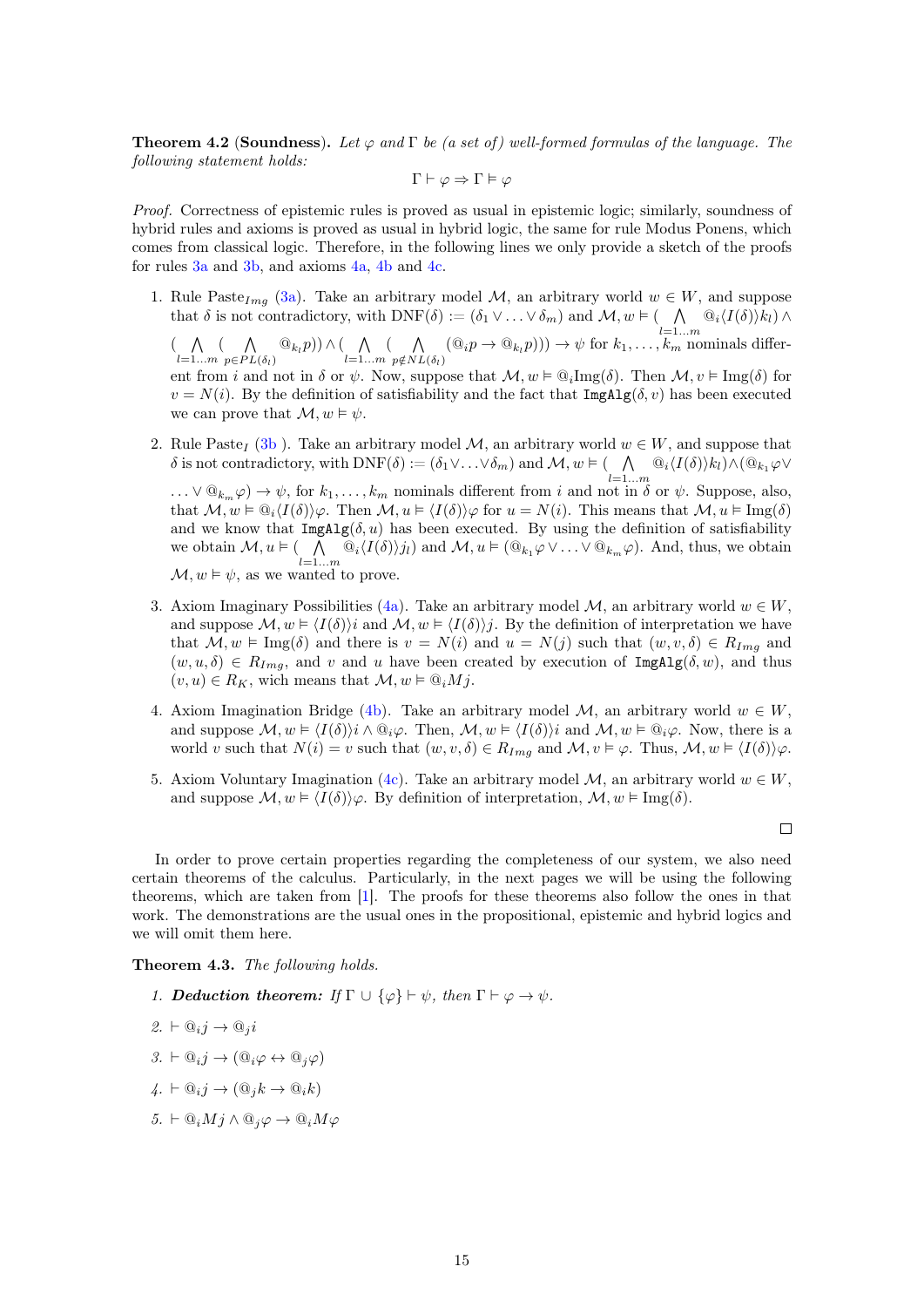**Theorem 4.2** (**Soundness**). *Let* $\varphi$ *and* $\Gamma$ *be (a set of) well-formed formulas of the language. The following statement holds:*

$$\Gamma \vdash \varphi \Rightarrow \Gamma \vDash \varphi$$

*Proof.* Correctness of epistemic rules is proved as usual in epistemic logic; similarly, soundness of hybrid rules and axioms is proved as usual in hybrid logic, the same for rule Modus Ponens, which comes from classical logic. Therefore, in the following lines we only provide a sketch of the proofs for rules 3a and 3b, and axioms 4a, 4b and 4c.

1. Rule Paste$_{Img}$ (3a). Take an arbitrary model $\mathcal{M}$, an arbitrary world $w \in W$, and suppose that $\delta$ is not contradictory, with $\text{DNF}(\delta) := (\delta_1 \vee \ldots \vee \delta_m)$ and $\mathcal{M}, w \vDash (\bigwedge_{l=1\ldots m} @_i\langle I(\delta)\rangle k_l) \wedge (\bigwedge_{l=1\ldots m}(\bigwedge_{p \in PL(\delta_l)} @_{k_l} p)) \wedge (\bigwedge_{l=1\ldots m}(\bigwedge_{p \notin NL(\delta_l)}(@_i p \to @_{k_l} p))) \to \psi$ for $k_1, \ldots, k_m$ nominals different from $i$ and not in $\delta$ or $\psi$. Now, suppose that $\mathcal{M}, w \vDash @_i\text{Img}(\delta)$. Then $\mathcal{M}, v \vDash \text{Img}(\delta)$ for $v = N(i)$. By the definition of satisfiability and the fact that `ImgAlg`$(\delta, v)$ has been executed we can prove that $\mathcal{M}, w \vDash \psi$.

2. Rule Paste$_I$ (3b). Take an arbitrary model $\mathcal{M}$, an arbitrary world $w \in W$, and suppose that $\delta$ is not contradictory, with $\text{DNF}(\delta) := (\delta_1 \vee \ldots \vee \delta_m)$ and $\mathcal{M}, w \vDash (\bigwedge_{l=1\ldots m} @_i\langle I(\delta)\rangle k_l) \wedge (@_{k_1}\varphi \vee \ldots \vee @_{k_m}\varphi) \to \psi$, for $k_1, \ldots, k_m$ nominals different from $i$ and not in $\delta$ or $\psi$. Suppose, also, that $\mathcal{M}, w \vDash @_i\langle I(\delta)\rangle\varphi$. Then $\mathcal{M}, u \vDash \langle I(\delta)\rangle\varphi$ for $u = N(i)$. This means that $\mathcal{M}, u \vDash \text{Img}(\delta)$ and we know that `ImgAlg`$(\delta, u)$ has been executed. By using the definition of satisfiability we obtain $\mathcal{M}, u \vDash (\bigwedge_{l=1\ldots m} @_i\langle I(\delta)\rangle j_l)$ and $\mathcal{M}, u \vDash (@_{k_1}\varphi \vee \ldots \vee @_{k_m}\varphi)$. And, thus, we obtain $\mathcal{M}, w \vDash \psi$, as we wanted to prove.

3. Axiom Imaginary Possibilities (4a). Take an arbitrary model $\mathcal{M}$, an arbitrary world $w \in W$, and suppose $\mathcal{M}, w \vDash \langle I(\delta)\rangle i$ and $\mathcal{M}, w \vDash \langle I(\delta)\rangle j$. By the definition of interpretation we have that $\mathcal{M}, w \vDash \text{Img}(\delta)$ and there is $v = N(i)$ and $u = N(j)$ such that $(w, v, \delta) \in R_{Img}$ and $(w, u, \delta) \in R_{Img}$, and $v$ and $u$ have been created by execution of `ImgAlg`$(\delta, w)$, and thus $(v, u) \in R_K$, wich means that $\mathcal{M}, w \vDash @_i Mj$.

4. Axiom Imagination Bridge (4b). Take an arbitrary model $\mathcal{M}$, an arbitrary world $w \in W$, and suppose $\mathcal{M}, w \vDash \langle I(\delta)\rangle i \wedge @_i\varphi$. Then, $\mathcal{M}, w \vDash \langle I(\delta)\rangle i$ and $\mathcal{M}, w \vDash @_i\varphi$. Now, there is a world $v$ such that $N(i) = v$ such that $(w, v, \delta) \in R_{Img}$ and $\mathcal{M}, v \vDash \varphi$. Thus, $\mathcal{M}, w \vDash \langle I(\delta)\rangle\varphi$.

5. Axiom Voluntary Imagination (4c). Take an arbitrary model $\mathcal{M}$, an arbitrary world $w \in W$, and suppose $\mathcal{M}, w \vDash \langle I(\delta)\rangle\varphi$. By definition of interpretation, $\mathcal{M}, w \vDash \text{Img}(\delta)$.

□

In order to prove certain properties regarding the completeness of our system, we also need certain theorems of the calculus. Particularly, in the next pages we will be using the following theorems, which are taken from [1]. The proofs for these theorems also follow the ones in that work. The demonstrations are the usual ones in the propositional, epistemic and hybrid logics and we will omit them here.

**Theorem 4.3.** *The following holds.*

1. ***Deduction theorem:*** *If* $\Gamma \cup \{\varphi\} \vdash \psi$*, then* $\Gamma \vdash \varphi \to \psi$.
2. $\vdash @_i j \to @_j i$
3. $\vdash @_i j \to (@_i\varphi \leftrightarrow @_j\varphi)$
4. $\vdash @_i j \to (@_j k \to @_i k)$
5. $\vdash @_i Mj \wedge @_j\varphi \to @_i M\varphi$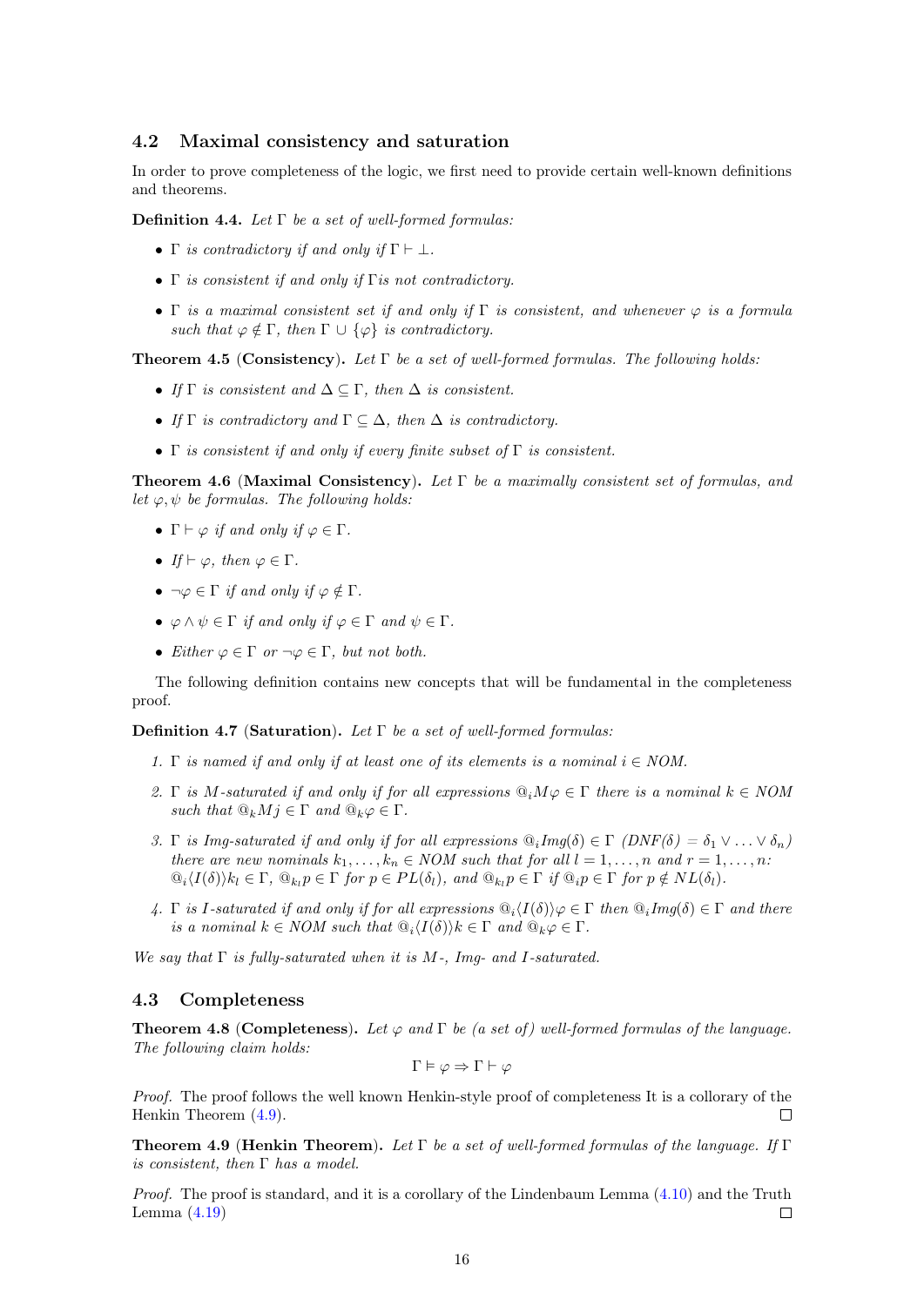## 4.2 Maximal consistency and saturation

In order to prove completeness of the logic, we first need to provide certain well-known definitions and theorems.

**Definition 4.4.** *Let $\Gamma$ be a set of well-formed formulas:*

- *$\Gamma$ is contradictory if and only if $\Gamma \vdash \bot$.*
- *$\Gamma$ is consistent if and only if $\Gamma$ is not contradictory.*
- *$\Gamma$ is a maximal consistent set if and only if $\Gamma$ is consistent, and whenever $\varphi$ is a formula such that $\varphi \notin \Gamma$, then $\Gamma \cup \{\varphi\}$ is contradictory.*

**Theorem 4.5** (**Consistency**)**.** *Let $\Gamma$ be a set of well-formed formulas. The following holds:*

- *If $\Gamma$ is consistent and $\Delta \subseteq \Gamma$, then $\Delta$ is consistent.*
- *If $\Gamma$ is contradictory and $\Gamma \subseteq \Delta$, then $\Delta$ is contradictory.*
- *$\Gamma$ is consistent if and only if every finite subset of $\Gamma$ is consistent.*

**Theorem 4.6** (**Maximal Consistency**)**.** *Let $\Gamma$ be a maximally consistent set of formulas, and let $\varphi, \psi$ be formulas. The following holds:*

- *$\Gamma \vdash \varphi$ if and only if $\varphi \in \Gamma$.*
- *If $\vdash \varphi$, then $\varphi \in \Gamma$.*
- *$\neg\varphi \in \Gamma$ if and only if $\varphi \notin \Gamma$.*
- *$\varphi \wedge \psi \in \Gamma$ if and only if $\varphi \in \Gamma$ and $\psi \in \Gamma$.*
- *Either $\varphi \in \Gamma$ or $\neg\varphi \in \Gamma$, but not both.*

The following definition contains new concepts that will be fundamental in the completeness proof.

**Definition 4.7** (**Saturation**)**.** *Let $\Gamma$ be a set of well-formed formulas:*

1. *$\Gamma$ is named if and only if at least one of its elements is a nominal $i \in NOM$.*
2. *$\Gamma$ is $M$-saturated if and only if for all expressions $@_i M\varphi \in \Gamma$ there is a nominal $k \in NOM$ such that $@_k Mj \in \Gamma$ and $@_k\varphi \in \Gamma$.*
3. *$\Gamma$ is Img-saturated if and only if for all expressions $@_i Img(\delta) \in \Gamma$ ($DNF(\delta) = \delta_1 \vee \ldots \vee \delta_n$) there are new nominals $k_1, \ldots, k_n \in NOM$ such that for all $l = 1, \ldots, n$ and $r = 1, \ldots, n$: $@_i\langle I(\delta)\rangle k_l \in \Gamma$, $@_{k_l} p \in \Gamma$ for $p \in PL(\delta_l)$, and $@_{k_l} p \in \Gamma$ if $@_i p \in \Gamma$ for $p \notin NL(\delta_l)$.*
4. *$\Gamma$ is $I$-saturated if and only if for all expressions $@_i\langle I(\delta)\rangle\varphi \in \Gamma$ then $@_i Img(\delta) \in \Gamma$ and there is a nominal $k \in NOM$ such that $@_i\langle I(\delta)\rangle k \in \Gamma$ and $@_k\varphi \in \Gamma$.*

*We say that $\Gamma$ is fully-saturated when it is $M$-, Img- and $I$-saturated.*

## 4.3 Completeness

**Theorem 4.8** (**Completeness**)**.** *Let $\varphi$ and $\Gamma$ be (a set of) well-formed formulas of the language. The following claim holds:*

$$\Gamma \vDash \varphi \Rightarrow \Gamma \vdash \varphi$$

*Proof.* The proof follows the well known Henkin-style proof of completeness It is a collorary of the Henkin Theorem (4.9). □

**Theorem 4.9** (**Henkin Theorem**)**.** *Let $\Gamma$ be a set of well-formed formulas of the language. If $\Gamma$ is consistent, then $\Gamma$ has a model.*

*Proof.* The proof is standard, and it is a corollary of the Lindenbaum Lemma (4.10) and the Truth Lemma (4.19) □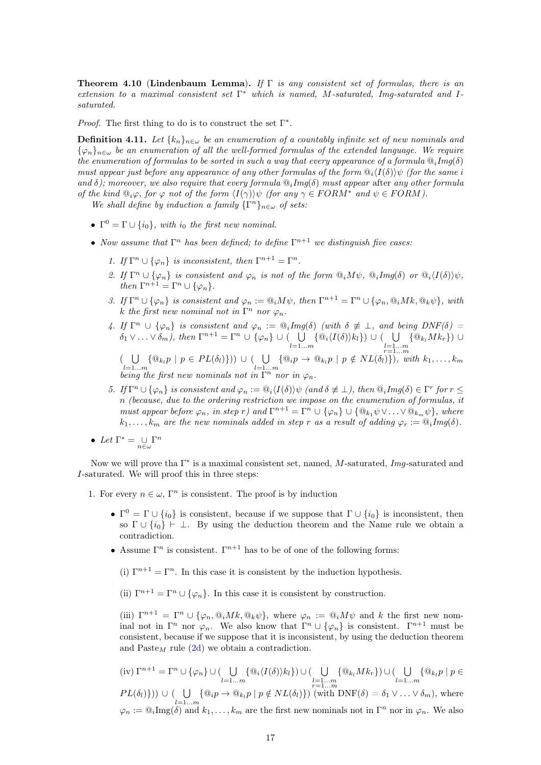**Theorem 4.10** (**Lindenbaum Lemma**). *If $\Gamma$ is any consistent set of formulas, there is an extension to a maximal consistent set $\Gamma^*$ which is named, $M$-saturated, $Img$-saturated and $I$-saturated.*

*Proof.* The first thing to do is to construct the set $\Gamma^*$.

**Definition 4.11.** *Let $\{k_n\}_{n\in\omega}$ be an enumeration of a countably infinite set of new nominals and $\{\varphi_n\}_{n\in\omega}$ be an enumeration of all the well-formed formulas of the extended language. We require the enumeration of formulas to be sorted in such a way that every appearance of a formula $@_i Img(\delta)$ must appear just before any appearance of any other formulas of the form $@_i\langle I(\delta)\rangle\psi$ (for the same $i$ and $\delta$); moreover, we also require that every formula $@_i Img(\delta)$ must appear* after *any other formula of the kind $@_i\varphi$, for $\varphi$ not of the form $\langle I(\gamma)\rangle\psi$ (for any $\gamma \in FORM^*$ and $\psi \in FORM$).*

*We shall define by induction a family $\{\Gamma^n\}_{n\in\omega}$ of sets:*

- *$\Gamma^0 = \Gamma \cup \{i_0\}$, with $i_0$ the first new nominal.*
- *Now assume that $\Gamma^n$ has been defined; to define $\Gamma^{n+1}$ we distinguish five cases:*
  1. *If $\Gamma^n \cup \{\varphi_n\}$ is inconsistent, then $\Gamma^{n+1} = \Gamma^n$.*
  2. *If $\Gamma^n \cup \{\varphi_n\}$ is consistent and $\varphi_n$ is not of the form $@_i M\psi$, $@_i Img(\delta)$ or $@_i\langle I(\delta)\rangle\psi$, then $\Gamma^{n+1} = \Gamma^n \cup \{\varphi_n\}$.*
  3. *If $\Gamma^n \cup \{\varphi_n\}$ is consistent and $\varphi_n := @_i M\psi$, then $\Gamma^{n+1} = \Gamma^n \cup \{\varphi_n, @_i Mk, @_k\psi\}$, with $k$ the first new nominal not in $\Gamma^n$ nor $\varphi_n$.*
  4. *If $\Gamma^n \cup \{\varphi_n\}$ is consistent and $\varphi_n := @_i Img(\delta)$ (with $\delta \not\equiv \bot$, and being $DNF(\delta) = \delta_1 \vee \ldots \vee \delta_m$), then $\Gamma^{n+1} = \Gamma^n \cup \{\varphi_n\} \cup (\bigcup_{l=1\ldots m}\{@_i\langle I(\delta)\rangle k_l\}) \cup (\bigcup_{\substack{l=1\ldots m\\ r=1\ldots m}}\{@_{k_l} M k_r\}) \cup (\bigcup_{l=1\ldots m}\{@_{k_l} p \mid p \in PL(\delta_l)\})) \cup (\bigcup_{l=1\ldots m}\{@_i p \to @_{k_l} p \mid p \notin NL(\delta_l)\})$, with $k_1,\ldots,k_m$ being the first new nominals not in $\Gamma^n$ nor in $\varphi_n$.*
  5. *If $\Gamma^n \cup \{\varphi_n\}$ is consistent and $\varphi_n := @_i\langle I(\delta)\rangle\psi$ (and $\delta \not\equiv \bot$), then $@_i Img(\delta) \in \Gamma^r$ for $r \leq n$ (because, due to the ordering restriction we impose on the enumeration of formulas, it must appear before $\varphi_n$, in step $r$) and $\Gamma^{n+1} = \Gamma^n \cup \{\varphi_n\} \cup \{@_{k_1}\psi \vee \ldots \vee @_{k_m}\psi\}$, where $k_1,\ldots,k_m$ are the new nominals added in step $r$ as a result of adding $\varphi_r := @_i Img(\delta)$.*
- *Let $\Gamma^* = \bigcup_{n\in\omega}\Gamma^n$*

Now we will prove tha $\Gamma^*$ is a maximal consistent set, named, $M$-saturated, $Img$-saturated and $I$-saturated. We will proof this in three steps:

1. For every $n \in \omega$, $\Gamma^n$ is consistent. The proof is by induction
   - $\Gamma^0 = \Gamma \cup \{i_0\}$ is consistent, because if we suppose that $\Gamma \cup \{i_0\}$ is inconsistent, then so $\Gamma \cup \{i_0\} \vdash \bot$. By using the deduction theorem and the Name rule we obtain a contradiction.
   - Assume $\Gamma^n$ is consistent. $\Gamma^{n+1}$ has to be of one of the following forms:

     (i) $\Gamma^{n+1} = \Gamma^n$. In this case it is consistent by the induction hypothesis.

     (ii) $\Gamma^{n+1} = \Gamma^n \cup \{\varphi_n\}$. In this case it is consistent by construction.

     (iii) $\Gamma^{n+1} = \Gamma^n \cup \{\varphi_n, @_i Mk, @_k\psi\}$, where $\varphi_n := @_i M\psi$ and $k$ the first new nominal not in $\Gamma^n$ nor $\varphi_n$. We also know that $\Gamma^n \cup \{\varphi_n\}$ is consistent. $\Gamma^{n+1}$ must be consistent, because if we suppose that it is inconsistent, by using the deduction theorem and Paste$_M$ rule (2d) we obtain a contradiction.

     (iv) $\Gamma^{n+1} = \Gamma^n \cup \{\varphi_n\} \cup (\bigcup_{l=1\ldots m}\{@_i\langle I(\delta)\rangle k_l\}) \cup (\bigcup_{\substack{l=1\ldots m\\ r=1\ldots m}}\{@_{k_l} M k_r\}) \cup (\bigcup_{l=1\ldots m}\{@_{k_l} p \mid p \in PL(\delta_l)\})) \cup (\bigcup_{l=1\ldots m}\{@_i p \to @_{k_l} p \mid p \notin NL(\delta_l)\})$ (with $\text{DNF}(\delta) = \delta_1 \vee \ldots \vee \delta_m$), where $\varphi_n := @_i\text{Img}(\delta)$ and $k_1,\ldots,k_m$ are the first new nominals not in $\Gamma^n$ nor in $\varphi_n$. We also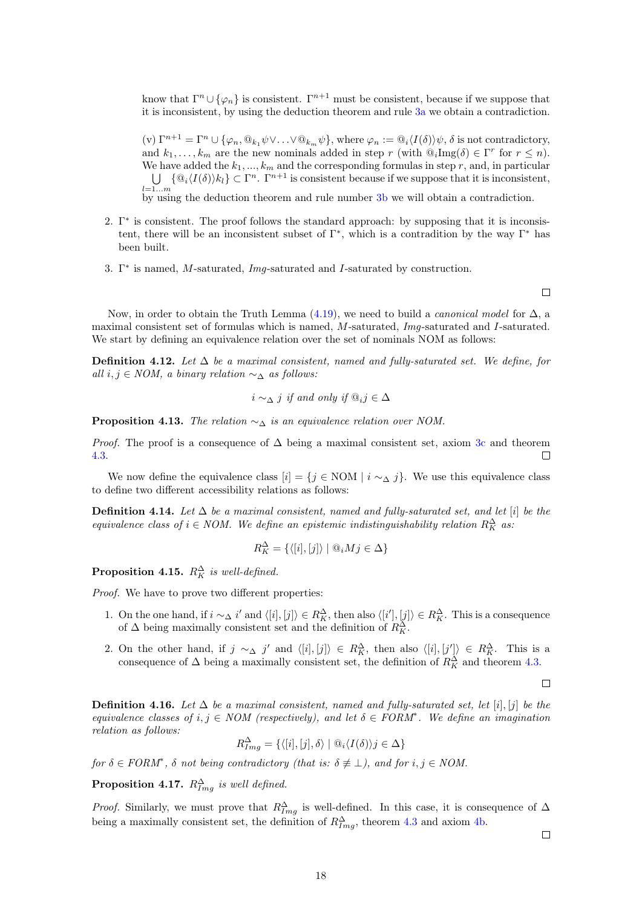know that $\Gamma^n \cup \{\varphi_n\}$ is consistent. $\Gamma^{n+1}$ must be consistent, because if we suppose that it is inconsistent, by using the deduction theorem and rule 3a we obtain a contradiction.

(v) $\Gamma^{n+1} = \Gamma^n \cup \{\varphi_n, @_{k_1}\psi \vee \ldots \vee @_{k_m}\psi\}$, where $\varphi_n := @_i\langle I(\delta)\rangle\psi$, $\delta$ is not contradictory, and $k_1, \ldots, k_m$ are the new nominals added in step $r$ (with $@_i\mathrm{Img}(\delta) \in \Gamma^r$ for $r \leq n$). We have added the $k_1, ..., k_m$ and the corresponding formulas in step $r$, and, in particular $\bigcup_{l=1\ldots m} \{@_i\langle I(\delta)\rangle k_l\} \subset \Gamma^n$. $\Gamma^{n+1}$ is consistent because if we suppose that it is inconsistent, by using the deduction theorem and rule number 3b we will obtain a contradiction.

2. $\Gamma^*$ is consistent. The proof follows the standard approach: by supposing that it is inconsistent, there will be an inconsistent subset of $\Gamma^*$, which is a contradition by the way $\Gamma^*$ has been built.

3. $\Gamma^*$ is named, $M$-saturated, $Img$-saturated and $I$-saturated by construction.

□

Now, in order to obtain the Truth Lemma (4.19), we need to build a *canonical model* for $\Delta$, a maximal consistent set of formulas which is named, $M$-saturated, $Img$-saturated and $I$-saturated. We start by defining an equivalence relation over the set of nominals NOM as follows:

**Definition 4.12.** *Let $\Delta$ be a maximal consistent, named and fully-saturated set. We define, for all $i, j \in NOM$, a binary relation $\sim_\Delta$ as follows:*

$$i \sim_\Delta j \text{ if and only if } @_i j \in \Delta$$

**Proposition 4.13.** *The relation $\sim_\Delta$ is an equivalence relation over NOM.*

*Proof.* The proof is a consequence of $\Delta$ being a maximal consistent set, axiom 3c and theorem 4.3. □

We now define the equivalence class $[i] = \{j \in \mathrm{NOM} \mid i \sim_\Delta j\}$. We use this equivalence class to define two different accessibility relations as follows:

**Definition 4.14.** *Let $\Delta$ be a maximal consistent, named and fully-saturated set, and let $[i]$ be the equivalence class of $i \in NOM$. We define an epistemic indistinguishability relation $R_K^\Delta$ as:*

$$R_K^\Delta = \{\langle [i], [j] \rangle \mid @_i M j \in \Delta\}$$

**Proposition 4.15.** *$R_K^\Delta$ is well-defined.*

*Proof.* We have to prove two different properties:

1. On the one hand, if $i \sim_\Delta i'$ and $\langle [i], [j] \rangle \in R_K^\Delta$, then also $\langle [i'], [j] \rangle \in R_K^\Delta$. This is a consequence of $\Delta$ being maximally consistent set and the definition of $R_K^\Delta$.

2. On the other hand, if $j \sim_\Delta j'$ and $\langle [i], [j] \rangle \in R_K^\Delta$, then also $\langle [i], [j'] \rangle \in R_K^\Delta$. This is a consequence of $\Delta$ being a maximally consistent set, the definition of $R_K^\Delta$ and theorem 4.3.

□

**Definition 4.16.** *Let $\Delta$ be a maximal consistent, named and fully-saturated set, let $[i], [j]$ be the equivalence classes of $i, j \in NOM$ (respectively), and let $\delta \in FORM^*$. We define an imagination relation as follows:*

$$R_{Img}^\Delta = \{\langle [i], [j], \delta \rangle \mid @_i\langle I(\delta)\rangle j \in \Delta\}$$

*for $\delta \in FORM^*$, $\delta$ not being contradictory (that is: $\delta \not\equiv \bot$), and for $i, j \in NOM$.*

**Proposition 4.17.** *$R_{Img}^\Delta$ is well defined.*

*Proof.* Similarly, we must prove that $R_{Img}^\Delta$ is well-defined. In this case, it is consequence of $\Delta$ being a maximally consistent set, the definition of $R_{Img}^\Delta$, theorem 4.3 and axiom 4b.

□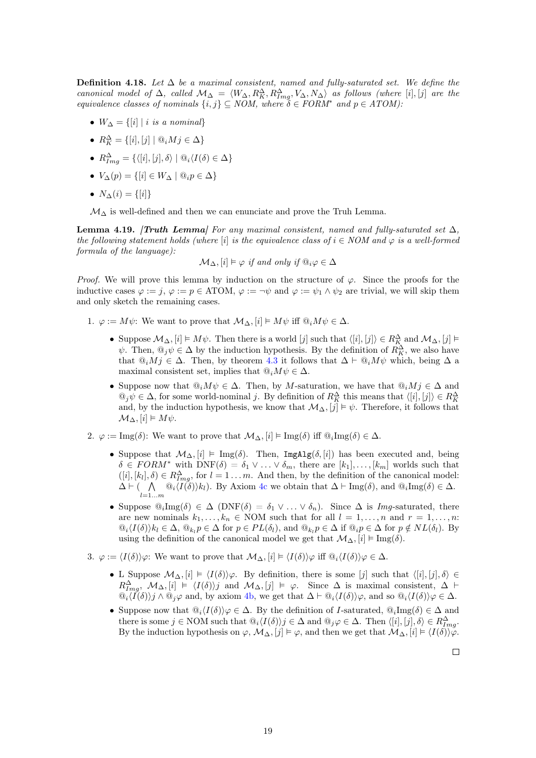**Definition 4.18.** *Let $\Delta$ be a maximal consistent, named and fully-saturated set. We define the canonical model of $\Delta$, called $\mathcal{M}_\Delta = \langle W_\Delta, R^\Delta_K, R^\Delta_{Img}, V_\Delta, N_\Delta\rangle$ as follows (where $[i], [j]$ are the equivalence classes of nominals $\{i, j\} \subseteq NOM$, where $\delta \in FORM^*$ and $p \in ATOM$):*

- $W_\Delta = \{[i] \mid i \text{ is a nominal}\}$
- $R^\Delta_K = \{[i], [j] \mid @_i Mj \in \Delta\}$
- $R^\Delta_{Img} = \{\langle [i], [j], \delta\rangle \mid @_i\langle I(\delta) \in \Delta\}$
- $V_\Delta(p) = \{[i] \in W_\Delta \mid @_i p \in \Delta\}$
- $N_\Delta(i) = \{[i]\}$

$\mathcal{M}_\Delta$ is well-defined and then we can enunciate and prove the Truh Lemma.

**Lemma 4.19.** *[**Truth Lemma**] For any maximal consistent, named and fully-saturated set $\Delta$, the following statement holds (where $[i]$ is the equivalence class of $i \in NOM$ and $\varphi$ is a well-formed formula of the language):*

$$\mathcal{M}_\Delta, [i] \vDash \varphi \text{ if and only if } @_i\varphi \in \Delta$$

*Proof.* We will prove this lemma by induction on the structure of $\varphi$. Since the proofs for the inductive cases $\varphi := j$, $\varphi := p \in \text{ATOM}$, $\varphi := \neg\psi$ and $\varphi := \psi_1 \wedge \psi_2$ are trivial, we will skip them and only sketch the remaining cases.

1. $\varphi := M\psi$: We want to prove that $\mathcal{M}_\Delta, [i] \vDash M\psi$ iff $@_i M\psi \in \Delta$.

   - Suppose $\mathcal{M}_\Delta, [i] \vDash M\psi$. Then there is a world $[j]$ such that $\langle [i], [j]\rangle \in R^\Delta_K$ and $\mathcal{M}_\Delta, [j] \vDash \psi$. Then, $@_j\psi \in \Delta$ by the induction hypothesis. By the definition of $R^\Delta_K$, we also have that $@_i Mj \in \Delta$. Then, by theorem 4.3 it follows that $\Delta \vdash @_i M\psi$ which, being $\Delta$ a maximal consistent set, implies that $@_i M\psi \in \Delta$.
   - Suppose now that $@_i M\psi \in \Delta$. Then, by $M$-saturation, we have that $@_i Mj \in \Delta$ and $@_j\psi \in \Delta$, for some world-nominal $j$. By definition of $R^\Delta_K$ this means that $\langle [i], [j]\rangle \in R^\Delta_K$ and, by the induction hypothesis, we know that $\mathcal{M}_\Delta, [j] \vDash \psi$. Therefore, it follows that $\mathcal{M}_\Delta, [i] \vDash M\psi$.

2. $\varphi := \text{Img}(\delta)$: We want to prove that $\mathcal{M}_\Delta, [i] \vDash \text{Img}(\delta)$ iff $@_i\text{Img}(\delta) \in \Delta$.

   - Suppose that $\mathcal{M}_\Delta, [i] \vDash \text{Img}(\delta)$. Then, `ImgAlg`$(\delta, [i])$ has been executed and, being $\delta \in FORM^*$ with $\text{DNF}(\delta) = \delta_1 \vee \ldots \vee \delta_m$, there are $[k_1], \ldots, [k_m]$ worlds such that $([i], [k_l], \delta) \in R^\Delta_{Img}$, for $l = 1 \ldots m$. And then, by the definition of the canonical model: $\Delta \vdash (\bigwedge_{l=1\ldots m} @_i\langle I(\delta)\rangle k_l)$. By Axiom 4c we obtain that $\Delta \vdash \text{Img}(\delta)$, and $@_i\text{Img}(\delta) \in \Delta$.
   - Suppose $@_i\text{Img}(\delta) \in \Delta$ ($\text{DNF}(\delta) = \delta_1 \vee \ldots \vee \delta_n$). Since $\Delta$ is *Img*-saturated, there are new nominals $k_1, \ldots, k_n \in \text{NOM}$ such that for all $l = 1, \ldots, n$ and $r = 1, \ldots, n$: $@_i\langle I(\delta)\rangle k_l \in \Delta$, $@_{k_l} p \in \Delta$ for $p \in PL(\delta_l)$, and $@_{k_l} p \in \Delta$ if $@_i p \in \Delta$ for $p \notin NL(\delta_l)$. By using the definition of the canonical model we get that $\mathcal{M}_\Delta, [i] \vDash \text{Img}(\delta)$.

3. $\varphi := \langle I(\delta)\rangle\varphi$: We want to prove that $\mathcal{M}_\Delta, [i] \vDash \langle I(\delta)\rangle\varphi$ iff $@_i\langle I(\delta)\rangle\varphi \in \Delta$.

   - L Suppose $\mathcal{M}_\Delta, [i] \vDash \langle I(\delta)\rangle\varphi$. By definition, there is some $[j]$ such that $\langle [i], [j], \delta\rangle \in R^\Delta_{Img}$, $\mathcal{M}_\Delta, [i] \vDash \langle I(\delta)\rangle j$ and $\mathcal{M}_\Delta, [j] \vDash \varphi$. Since $\Delta$ is maximal consistent, $\Delta \vdash @_i\langle I(\delta)\rangle j \wedge @_j\varphi$ and, by axiom 4b, we get that $\Delta \vdash @_i\langle I(\delta)\rangle\varphi$, and so $@_i\langle I(\delta)\rangle\varphi \in \Delta$.
   - Suppose now that $@_i\langle I(\delta)\rangle\varphi \in \Delta$. By the definition of $I$-saturated, $@_i\text{Img}(\delta) \in \Delta$ and there is some $j \in \text{NOM}$ such that $@_i\langle I(\delta)\rangle j \in \Delta$ and $@_j\varphi \in \Delta$. Then $\langle [i], [j], \delta\rangle \in R^\Delta_{Img}$. By the induction hypothesis on $\varphi$, $\mathcal{M}_\Delta, [j] \vDash \varphi$, and then we get that $\mathcal{M}_\Delta, [i] \vDash \langle I(\delta)\rangle\varphi$.

□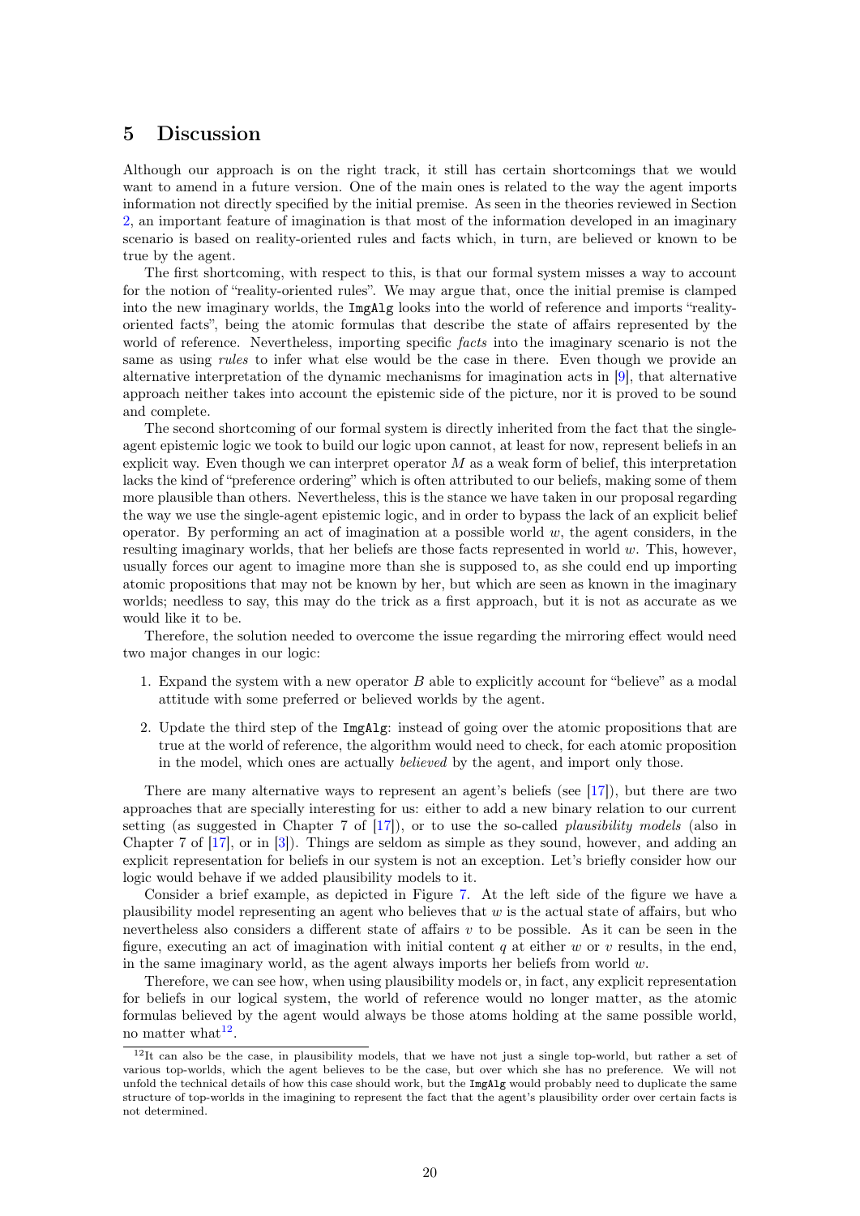## 5 Discussion

Although our approach is on the right track, it still has certain shortcomings that we would want to amend in a future version. One of the main ones is related to the way the agent imports information not directly specified by the initial premise. As seen in the theories reviewed in Section 2, an important feature of imagination is that most of the information developed in an imaginary scenario is based on reality-oriented rules and facts which, in turn, are believed or known to be true by the agent.

The first shortcoming, with respect to this, is that our formal system misses a way to account for the notion of "reality-oriented rules". We may argue that, once the initial premise is clamped into the new imaginary worlds, the `ImgAlg` looks into the world of reference and imports "reality-oriented facts", being the atomic formulas that describe the state of affairs represented by the world of reference. Nevertheless, importing specific *facts* into the imaginary scenario is not the same as using *rules* to infer what else would be the case in there. Even though we provide an alternative interpretation of the dynamic mechanisms for imagination acts in [9], that alternative approach neither takes into account the epistemic side of the picture, nor it is proved to be sound and complete.

The second shortcoming of our formal system is directly inherited from the fact that the single-agent epistemic logic we took to build our logic upon cannot, at least for now, represent beliefs in an explicit way. Even though we can interpret operator $M$ as a weak form of belief, this interpretation lacks the kind of "preference ordering" which is often attributed to our beliefs, making some of them more plausible than others. Nevertheless, this is the stance we have taken in our proposal regarding the way we use the single-agent epistemic logic, and in order to bypass the lack of an explicit belief operator. By performing an act of imagination at a possible world $w$, the agent considers, in the resulting imaginary worlds, that her beliefs are those facts represented in world $w$. This, however, usually forces our agent to imagine more than she is supposed to, as she could end up importing atomic propositions that may not be known by her, but which are seen as known in the imaginary worlds; needless to say, this may do the trick as a first approach, but it is not as accurate as we would like it to be.

Therefore, the solution needed to overcome the issue regarding the mirroring effect would need two major changes in our logic:

1. Expand the system with a new operator $B$ able to explicitly account for "believe" as a modal attitude with some preferred or believed worlds by the agent.
2. Update the third step of the `ImgAlg`: instead of going over the atomic propositions that are true at the world of reference, the algorithm would need to check, for each atomic proposition in the model, which ones are actually *believed* by the agent, and import only those.

There are many alternative ways to represent an agent's beliefs (see [17]), but there are two approaches that are specially interesting for us: either to add a new binary relation to our current setting (as suggested in Chapter 7 of [17]), or to use the so-called *plausibility models* (also in Chapter 7 of [17], or in [3]). Things are seldom as simple as they sound, however, and adding an explicit representation for beliefs in our system is not an exception. Let's briefly consider how our logic would behave if we added plausibility models to it.

Consider a brief example, as depicted in Figure 7. At the left side of the figure we have a plausibility model representing an agent who believes that $w$ is the actual state of affairs, but who nevertheless also considers a different state of affairs $v$ to be possible. As it can be seen in the figure, executing an act of imagination with initial content $q$ at either $w$ or $v$ results, in the end, in the same imaginary world, as the agent always imports her beliefs from world $w$.

Therefore, we can see how, when using plausibility models or, in fact, any explicit representation for beliefs in our logical system, the world of reference would no longer matter, as the atomic formulas believed by the agent would always be those atoms holding at the same possible world, no matter what[12].

[12] It can also be the case, in plausibility models, that we have not just a single top-world, but rather a set of various top-worlds, which the agent believes to be the case, but over which she has no preference. We will not unfold the technical details of how this case should work, but the `ImgAlg` would probably need to duplicate the same structure of top-worlds in the imagining to represent the fact that the agent's plausibility order over certain facts is not determined.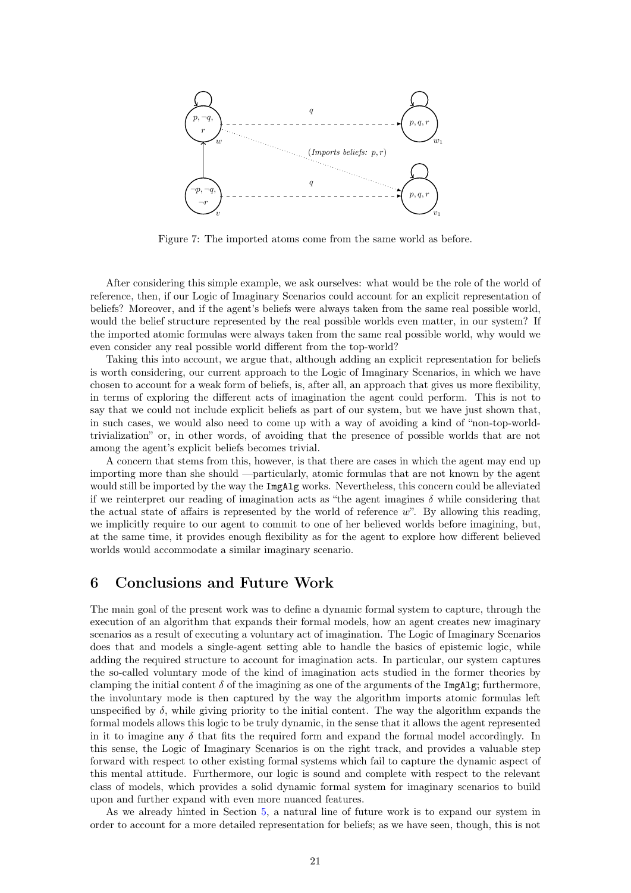$p, \neg q,$
$r$
$w$
$q$
$p, q, r$
$w_1$
(*Imports beliefs:* $p, r$)
$\neg p, \neg q,$
$\neg r$
$v$
$q$
$p, q, r$
$v_1$

Figure 7: The imported atoms come from the same world as before.

After considering this simple example, we ask ourselves: what would be the role of the world of reference, then, if our Logic of Imaginary Scenarios could account for an explicit representation of beliefs? Moreover, and if the agent's beliefs were always taken from the same real possible world, would the belief structure represented by the real possible worlds even matter, in our system? If the imported atomic formulas were always taken from the same real possible world, why would we even consider any real possible world different from the top-world?

Taking this into account, we argue that, although adding an explicit representation for beliefs is worth considering, our current approach to the Logic of Imaginary Scenarios, in which we have chosen to account for a weak form of beliefs, is, after all, an approach that gives us more flexibility, in terms of exploring the different acts of imagination the agent could perform. This is not to say that we could not include explicit beliefs as part of our system, but we have just shown that, in such cases, we would also need to come up with a way of avoiding a kind of "non-top-world-trivialization" or, in other words, of avoiding that the presence of possible worlds that are not among the agent's explicit beliefs becomes trivial.

A concern that stems from this, however, is that there are cases in which the agent may end up importing more than she should —particularly, atomic formulas that are not known by the agent would still be imported by the way the `ImgAlg` works. Nevertheless, this concern could be alleviated if we reinterpret our reading of imagination acts as "the agent imagines $\delta$ while considering that the actual state of affairs is represented by the world of reference $w$". By allowing this reading, we implicitly require to our agent to commit to one of her believed worlds before imagining, but, at the same time, it provides enough flexibility as for the agent to explore how different believed worlds would accommodate a similar imaginary scenario.

## 6 Conclusions and Future Work

The main goal of the present work was to define a dynamic formal system to capture, through the execution of an algorithm that expands their formal models, how an agent creates new imaginary scenarios as a result of executing a voluntary act of imagination. The Logic of Imaginary Scenarios does that and models a single-agent setting able to handle the basics of epistemic logic, while adding the required structure to account for imagination acts. In particular, our system captures the so-called voluntary mode of the kind of imagination acts studied in the former theories by clamping the initial content $\delta$ of the imagining as one of the arguments of the `ImgAlg`; furthermore, the involuntary mode is then captured by the way the algorithm imports atomic formulas left unspecified by $\delta$, while giving priority to the initial content. The way the algorithm expands the formal models allows this logic to be truly dynamic, in the sense that it allows the agent represented in it to imagine any $\delta$ that fits the required form and expand the formal model accordingly. In this sense, the Logic of Imaginary Scenarios is on the right track, and provides a valuable step forward with respect to other existing formal systems which fail to capture the dynamic aspect of this mental attitude. Furthermore, our logic is sound and complete with respect to the relevant class of models, which provides a solid dynamic formal system for imaginary scenarios to build upon and further expand with even more nuanced features.

As we already hinted in Section 5, a natural line of future work is to expand our system in order to account for a more detailed representation for beliefs; as we have seen, though, this is not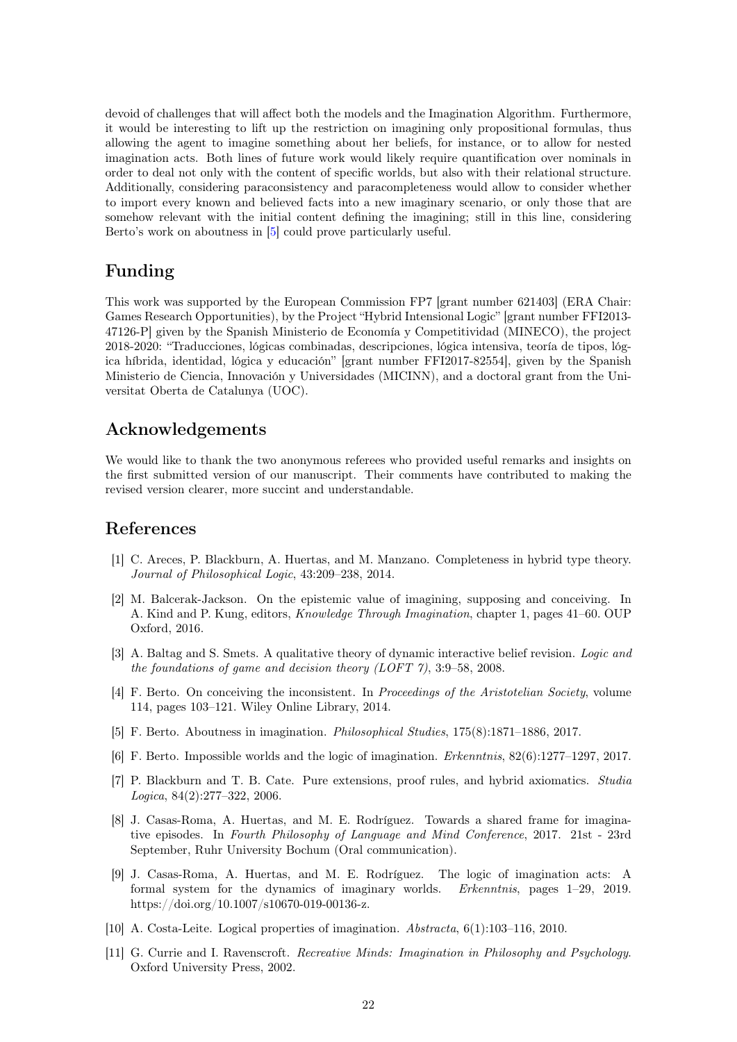devoid of challenges that will affect both the models and the Imagination Algorithm. Furthermore, it would be interesting to lift up the restriction on imagining only propositional formulas, thus allowing the agent to imagine something about her beliefs, for instance, or to allow for nested imagination acts. Both lines of future work would likely require quantification over nominals in order to deal not only with the content of specific worlds, but also with their relational structure. Additionally, considering paraconsistency and paracompleteness would allow to consider whether to import every known and believed facts into a new imaginary scenario, or only those that are somehow relevant with the initial content defining the imagining; still in this line, considering Berto's work on aboutness in [5] could prove particularly useful.

## Funding

This work was supported by the European Commission FP7 [grant number 621403] (ERA Chair: Games Research Opportunities), by the Project "Hybrid Intensional Logic" [grant number FFI2013-47126-P] given by the Spanish Ministerio de Economía y Competitividad (MINECO), the project 2018-2020: "Traducciones, lógicas combinadas, descripciones, lógica intensiva, teoría de tipos, lógica híbrida, identidad, lógica y educación" [grant number FFI2017-82554], given by the Spanish Ministerio de Ciencia, Innovación y Universidades (MICINN), and a doctoral grant from the Universitat Oberta de Catalunya (UOC).

## Acknowledgements

We would like to thank the two anonymous referees who provided useful remarks and insights on the first submitted version of our manuscript. Their comments have contributed to making the revised version clearer, more succint and understandable.

## References

[1] C. Areces, P. Blackburn, A. Huertas, and M. Manzano. Completeness in hybrid type theory. *Journal of Philosophical Logic*, 43:209–238, 2014.

[2] M. Balcerak-Jackson. On the epistemic value of imagining, supposing and conceiving. In A. Kind and P. Kung, editors, *Knowledge Through Imagination*, chapter 1, pages 41–60. OUP Oxford, 2016.

[3] A. Baltag and S. Smets. A qualitative theory of dynamic interactive belief revision. *Logic and the foundations of game and decision theory (LOFT 7)*, 3:9–58, 2008.

[4] F. Berto. On conceiving the inconsistent. In *Proceedings of the Aristotelian Society*, volume 114, pages 103–121. Wiley Online Library, 2014.

[5] F. Berto. Aboutness in imagination. *Philosophical Studies*, 175(8):1871–1886, 2017.

[6] F. Berto. Impossible worlds and the logic of imagination. *Erkenntnis*, 82(6):1277–1297, 2017.

[7] P. Blackburn and T. B. Cate. Pure extensions, proof rules, and hybrid axiomatics. *Studia Logica*, 84(2):277–322, 2006.

[8] J. Casas-Roma, A. Huertas, and M. E. Rodríguez. Towards a shared frame for imaginative episodes. In *Fourth Philosophy of Language and Mind Conference*, 2017. 21st - 23rd September, Ruhr University Bochum (Oral communication).

[9] J. Casas-Roma, A. Huertas, and M. E. Rodríguez. The logic of imagination acts: A formal system for the dynamics of imaginary worlds. *Erkenntnis*, pages 1–29, 2019. https://doi.org/10.1007/s10670-019-00136-z.

[10] A. Costa-Leite. Logical properties of imagination. *Abstracta*, 6(1):103–116, 2010.

[11] G. Currie and I. Ravenscroft. *Recreative Minds: Imagination in Philosophy and Psychology*. Oxford University Press, 2002.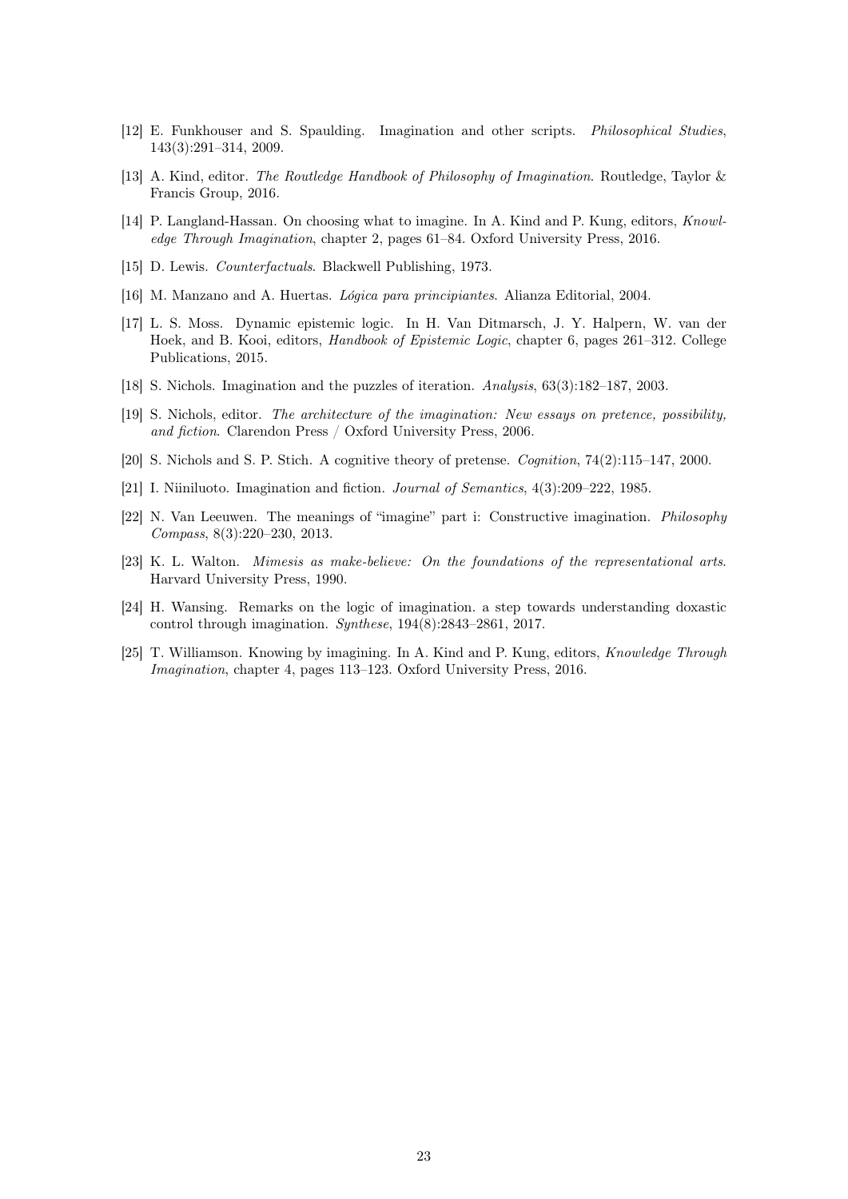[12] E. Funkhouser and S. Spaulding. Imagination and other scripts. *Philosophical Studies*, 143(3):291–314, 2009.

[13] A. Kind, editor. *The Routledge Handbook of Philosophy of Imagination*. Routledge, Taylor & Francis Group, 2016.

[14] P. Langland-Hassan. On choosing what to imagine. In A. Kind and P. Kung, editors, *Knowledge Through Imagination*, chapter 2, pages 61–84. Oxford University Press, 2016.

[15] D. Lewis. *Counterfactuals*. Blackwell Publishing, 1973.

[16] M. Manzano and A. Huertas. *Lógica para principiantes*. Alianza Editorial, 2004.

[17] L. S. Moss. Dynamic epistemic logic. In H. Van Ditmarsch, J. Y. Halpern, W. van der Hoek, and B. Kooi, editors, *Handbook of Epistemic Logic*, chapter 6, pages 261–312. College Publications, 2015.

[18] S. Nichols. Imagination and the puzzles of iteration. *Analysis*, 63(3):182–187, 2003.

[19] S. Nichols, editor. *The architecture of the imagination: New essays on pretence, possibility, and fiction*. Clarendon Press / Oxford University Press, 2006.

[20] S. Nichols and S. P. Stich. A cognitive theory of pretense. *Cognition*, 74(2):115–147, 2000.

[21] I. Niiniluoto. Imagination and fiction. *Journal of Semantics*, 4(3):209–222, 1985.

[22] N. Van Leeuwen. The meanings of "imagine" part i: Constructive imagination. *Philosophy Compass*, 8(3):220–230, 2013.

[23] K. L. Walton. *Mimesis as make-believe: On the foundations of the representational arts*. Harvard University Press, 1990.

[24] H. Wansing. Remarks on the logic of imagination. a step towards understanding doxastic control through imagination. *Synthese*, 194(8):2843–2861, 2017.

[25] T. Williamson. Knowing by imagining. In A. Kind and P. Kung, editors, *Knowledge Through Imagination*, chapter 4, pages 113–123. Oxford University Press, 2016.